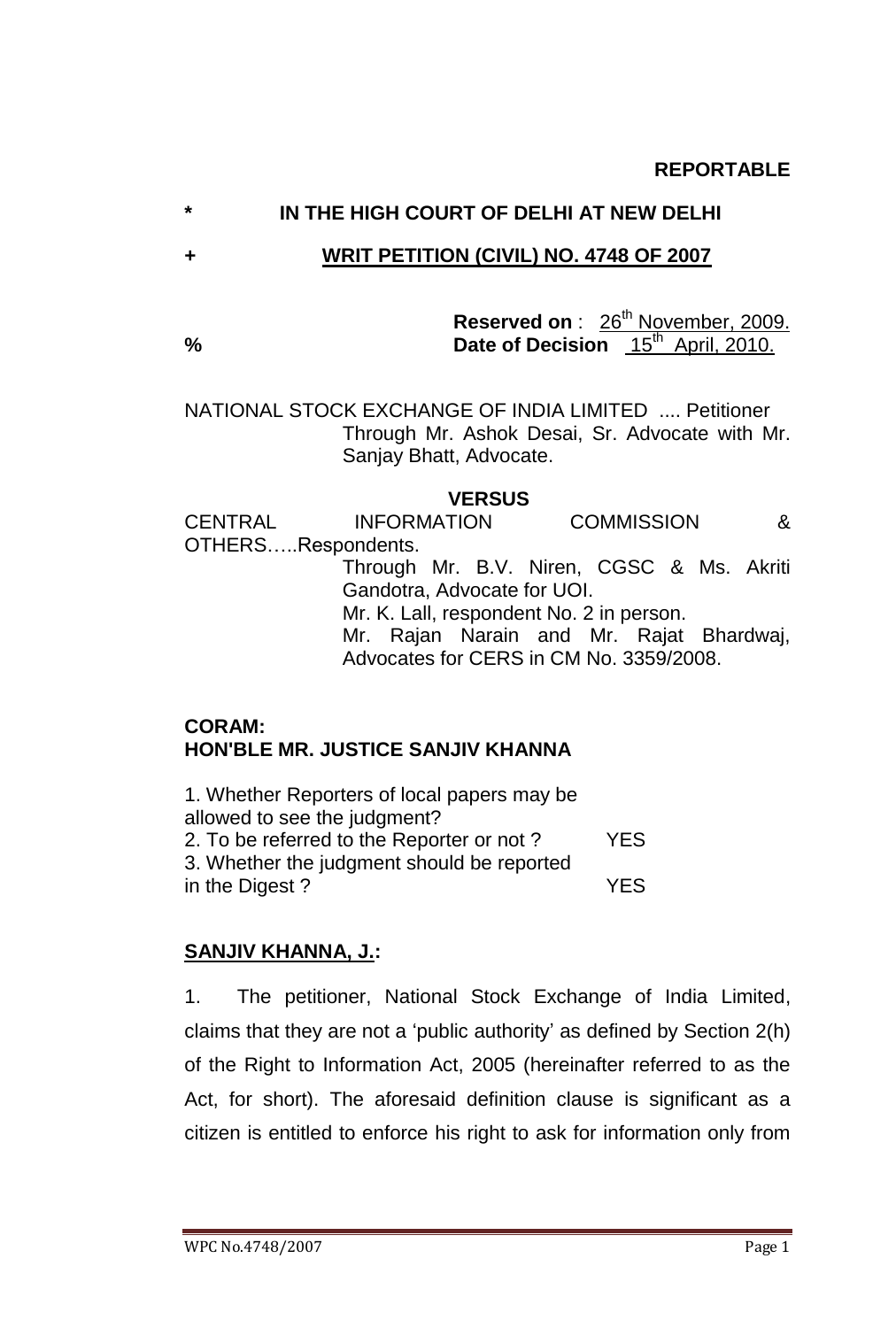**REPORTABLE**

**\* IN THE HIGH COURT OF DELHI AT NEW DELHI**

**+ WRIT PETITION (CIVIL) NO. 4748 OF 2007**

**Reserved on** : 26th November, 2009.

**% Date of Decision** 15th April, 2010.

NATIONAL STOCK EXCHANGE OF INDIA LIMITED .... Petitioner
Through Mr. Ashok Desai, Sr. Advocate with Mr. Sanjay Bhatt, Advocate.

**VERSUS**

CENTRAL INFORMATION COMMISSION & OTHERS…..Respondents.
Through Mr. B.V. Niren, CGSC & Ms. Akriti Gandotra, Advocate for UOI.
Mr. K. Lall, respondent No. 2 in person.
Mr. Rajan Narain and Mr. Rajat Bhardwaj, Advocates for CERS in CM No. 3359/2008.

**CORAM:**
**HON'BLE MR. JUSTICE SANJIV KHANNA**

| | |
|---|---|
| 1. Whether Reporters of local papers may be allowed to see the judgment? | |
| 2. To be referred to the Reporter or not ? | YES |
| 3. Whether the judgment should be reported in the Digest ? | YES |

**SANJIV KHANNA, J.:**

1. The petitioner, National Stock Exchange of India Limited, claims that they are not a 'public authority' as defined by Section 2(h) of the Right to Information Act, 2005 (hereinafter referred to as the Act, for short). The aforesaid definition clause is significant as a citizen is entitled to enforce his right to ask for information only from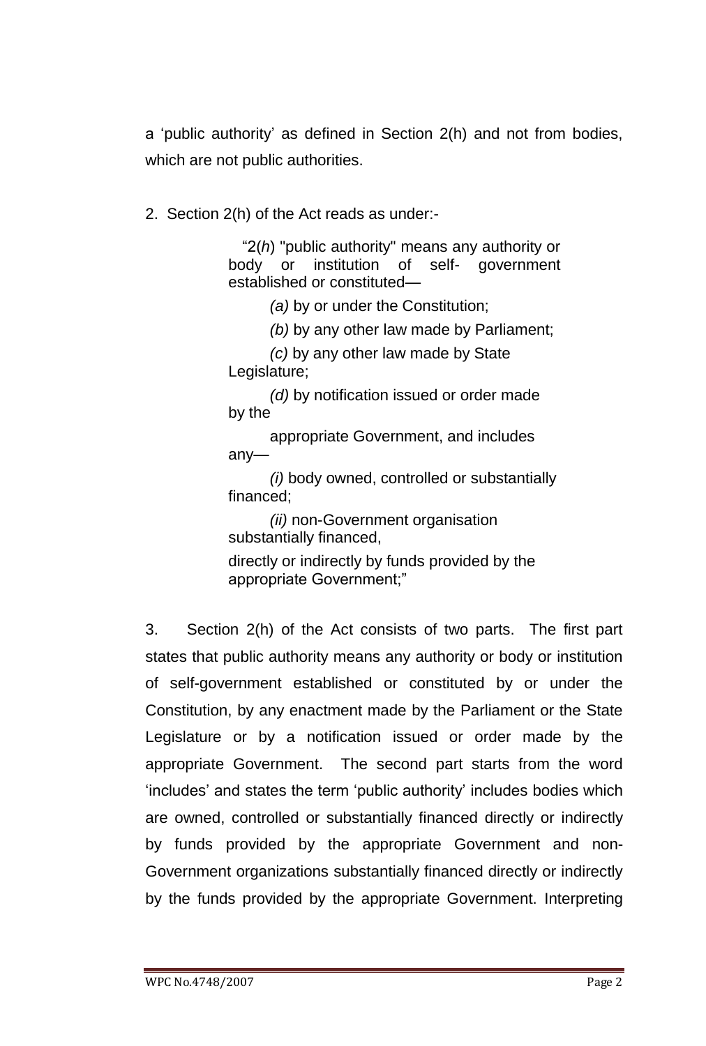a 'public authority' as defined in Section 2(h) and not from bodies, which are not public authorities.

2. Section 2(h) of the Act reads as under:-

> "2(*h*) "public authority" means any authority or body or institution of self- government established or constituted—
>
> *(a)* by or under the Constitution;
>
> *(b)* by any other law made by Parliament;
>
> *(c)* by any other law made by State Legislature;
>
> *(d)* by notification issued or order made by the
>
> appropriate Government, and includes any—
>
> *(i)* body owned, controlled or substantially financed;
>
> *(ii)* non-Government organisation substantially financed,
>
> directly or indirectly by funds provided by the appropriate Government;"

3. Section 2(h) of the Act consists of two parts. The first part states that public authority means any authority or body or institution of self-government established or constituted by or under the Constitution, by any enactment made by the Parliament or the State Legislature or by a notification issued or order made by the appropriate Government. The second part starts from the word 'includes' and states the term 'public authority' includes bodies which are owned, controlled or substantially financed directly or indirectly by funds provided by the appropriate Government and non-Government organizations substantially financed directly or indirectly by the funds provided by the appropriate Government. Interpreting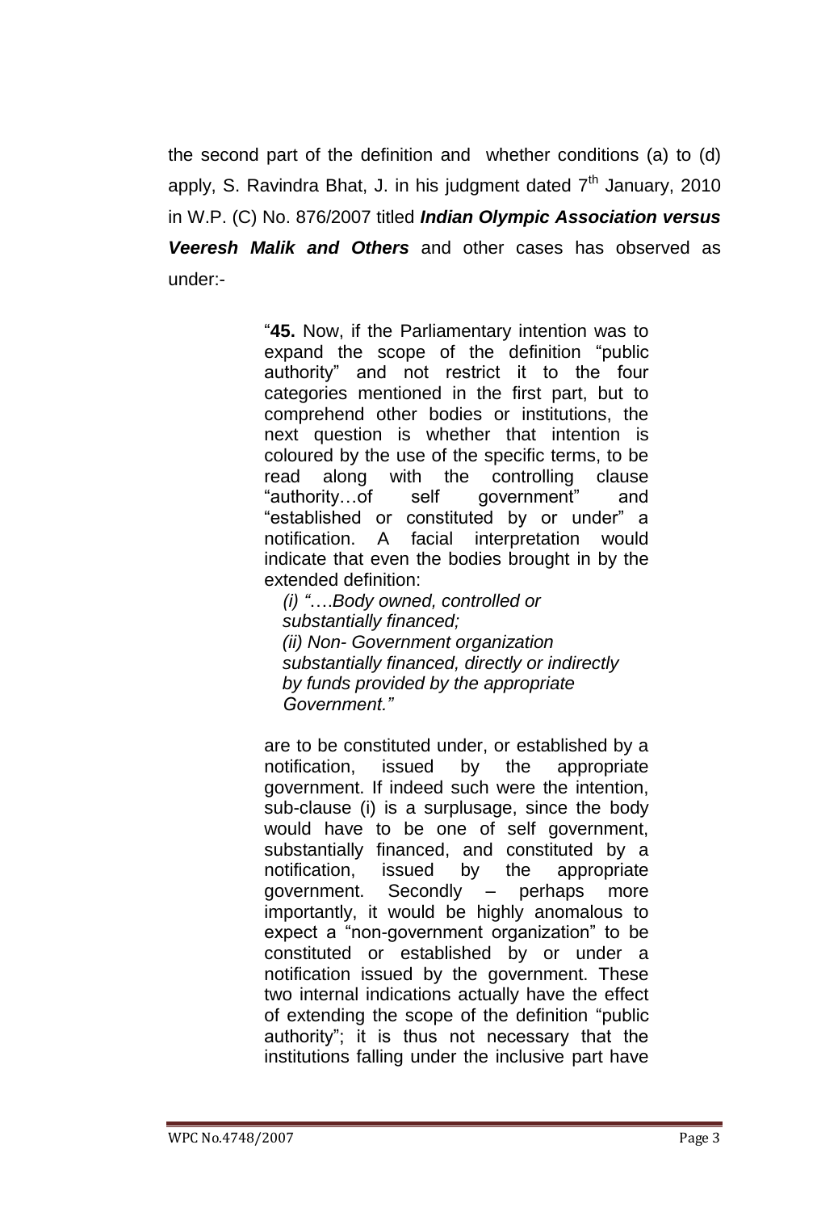the second part of the definition and whether conditions (a) to (d) apply, S. Ravindra Bhat, J. in his judgment dated 7th January, 2010 in W.P. (C) No. 876/2007 titled ***Indian Olympic Association versus Veeresh Malik and Others*** and other cases has observed as under:-

> "**45.** Now, if the Parliamentary intention was to expand the scope of the definition "public authority" and not restrict it to the four categories mentioned in the first part, but to comprehend other bodies or institutions, the next question is whether that intention is coloured by the use of the specific terms, to be read along with the controlling clause "authority…of self government" and "established or constituted by or under" a notification. A facial interpretation would indicate that even the bodies brought in by the extended definition:
>
> *(i) "….Body owned, controlled or substantially financed;*
> *(ii) Non- Government organization substantially financed, directly or indirectly by funds provided by the appropriate Government."*
>
> are to be constituted under, or established by a notification, issued by the appropriate government. If indeed such were the intention, sub-clause (i) is a surplusage, since the body would have to be one of self government, substantially financed, and constituted by a notification, issued by the appropriate government. Secondly – perhaps more importantly, it would be highly anomalous to expect a "non-government organization" to be constituted or established by or under a notification issued by the government. These two internal indications actually have the effect of extending the scope of the definition "public authority"; it is thus not necessary that the institutions falling under the inclusive part have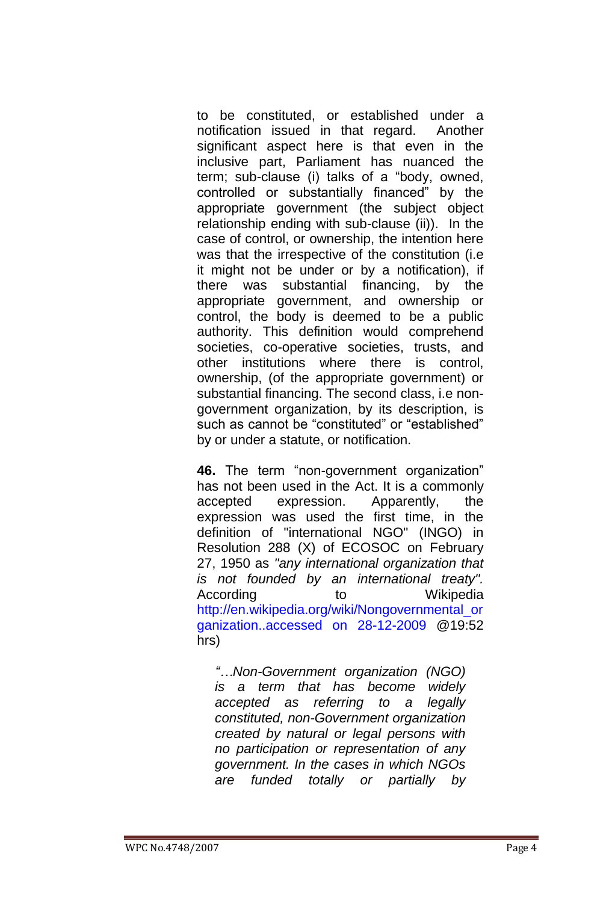to be constituted, or established under a notification issued in that regard. Another significant aspect here is that even in the inclusive part, Parliament has nuanced the term; sub-clause (i) talks of a "body, owned, controlled or substantially financed" by the appropriate government (the subject object relationship ending with sub-clause (ii)). In the case of control, or ownership, the intention here was that the irrespective of the constitution (i.e it might not be under or by a notification), if there was substantial financing, by the appropriate government, and ownership or control, the body is deemed to be a public authority. This definition would comprehend societies, co-operative societies, trusts, and other institutions where there is control, ownership, (of the appropriate government) or substantial financing. The second class, i.e non-government organization, by its description, is such as cannot be "constituted" or "established" by or under a statute, or notification.

**46.** The term "non-government organization" has not been used in the Act. It is a commonly accepted expression. Apparently, the expression was used the first time, in the definition of "international NGO" (INGO) in Resolution 288 (X) of ECOSOC on February 27, 1950 as *"any international organization that is not founded by an international treaty".* According to Wikipedia http://en.wikipedia.org/wiki/Nongovernmental_organization..accessed on 28-12-2009 @19:52 hrs)

> *"…Non-Government organization (NGO) is a term that has become widely accepted as referring to a legally constituted, non-Government organization created by natural or legal persons with no participation or representation of any government. In the cases in which NGOs are funded totally or partially by*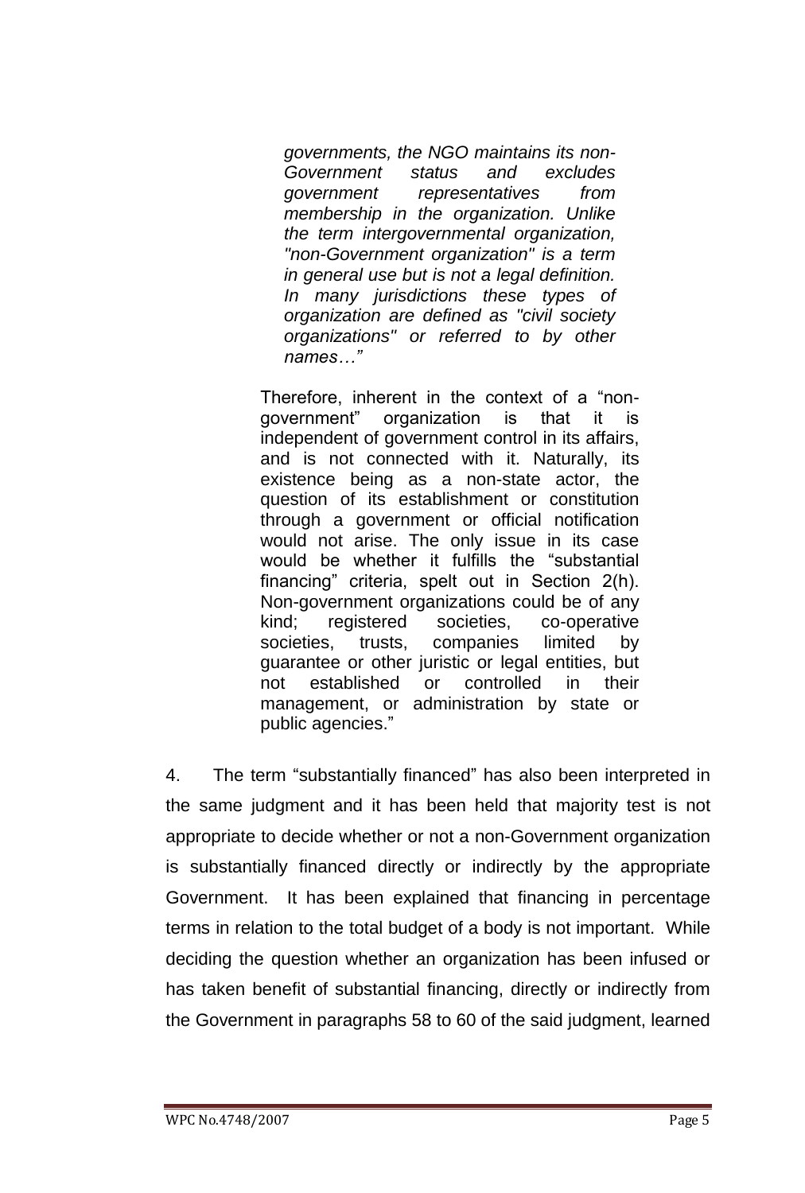> > *governments, the NGO maintains its non-Government status and excludes government representatives from membership in the organization. Unlike the term intergovernmental organization, "non-Government organization" is a term in general use but is not a legal definition. In many jurisdictions these types of organization are defined as "civil society organizations" or referred to by other names…"*
>
> Therefore, inherent in the context of a "non-government" organization is that it is independent of government control in its affairs, and is not connected with it. Naturally, its existence being as a non-state actor, the question of its establishment or constitution through a government or official notification would not arise. The only issue in its case would be whether it fulfills the "substantial financing" criteria, spelt out in Section 2(h). Non-government organizations could be of any kind; registered societies, co-operative societies, trusts, companies limited by guarantee or other juristic or legal entities, but not established or controlled in their management, or administration by state or public agencies."

4. The term "substantially financed" has also been interpreted in the same judgment and it has been held that majority test is not appropriate to decide whether or not a non-Government organization is substantially financed directly or indirectly by the appropriate Government. It has been explained that financing in percentage terms in relation to the total budget of a body is not important. While deciding the question whether an organization has been infused or has taken benefit of substantial financing, directly or indirectly from the Government in paragraphs 58 to 60 of the said judgment, learned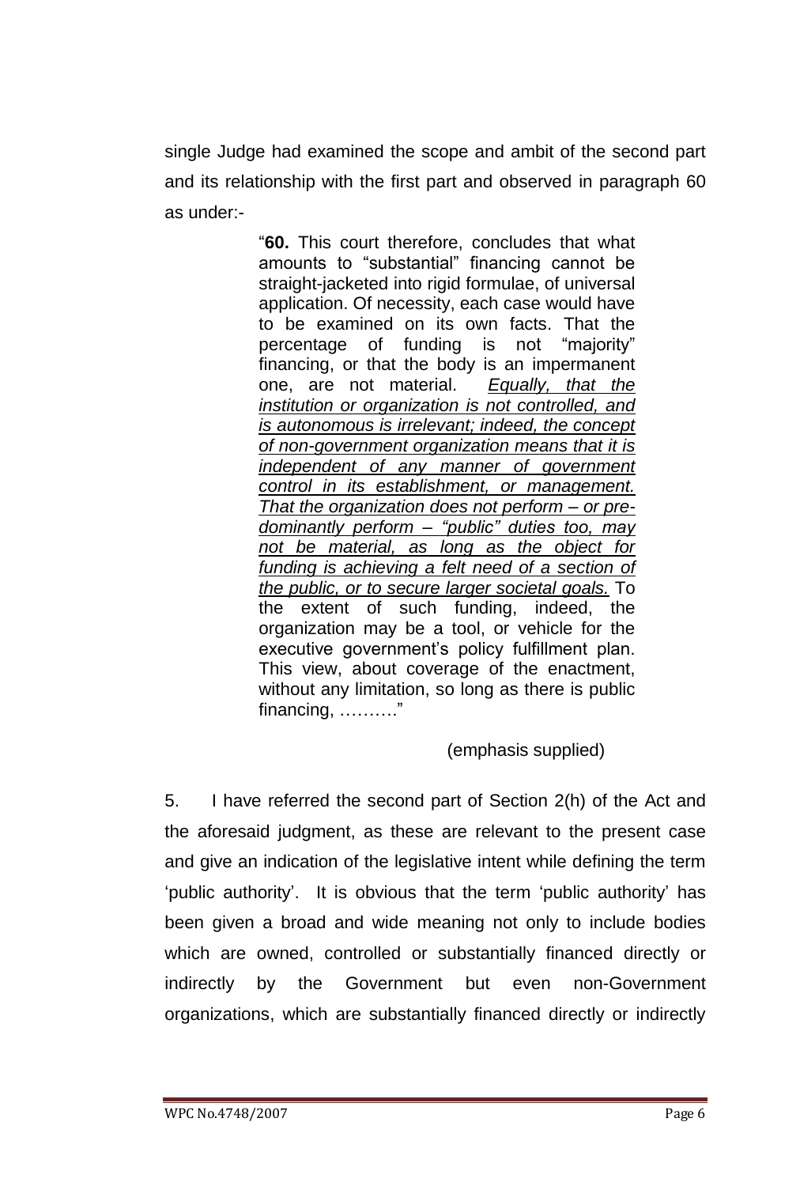single Judge had examined the scope and ambit of the second part and its relationship with the first part and observed in paragraph 60 as under:-

> "**60.** This court therefore, concludes that what amounts to "substantial" financing cannot be straight-jacketed into rigid formulae, of universal application. Of necessity, each case would have to be examined on its own facts. That the percentage of funding is not "majority" financing, or that the body is an impermanent one, are not material. *Equally, that the institution or organization is not controlled, and is autonomous is irrelevant; indeed, the concept of non-government organization means that it is independent of any manner of government control in its establishment, or management. That the organization does not perform – or pre-dominantly perform – "public" duties too, may not be material, as long as the object for funding is achieving a felt need of a section of the public, or to secure larger societal goals.* To the extent of such funding, indeed, the organization may be a tool, or vehicle for the executive government's policy fulfillment plan. This view, about coverage of the enactment, without any limitation, so long as there is public financing, ………."
>
> (emphasis supplied)

5. I have referred the second part of Section 2(h) of the Act and the aforesaid judgment, as these are relevant to the present case and give an indication of the legislative intent while defining the term 'public authority'. It is obvious that the term 'public authority' has been given a broad and wide meaning not only to include bodies which are owned, controlled or substantially financed directly or indirectly by the Government but even non-Government organizations, which are substantially financed directly or indirectly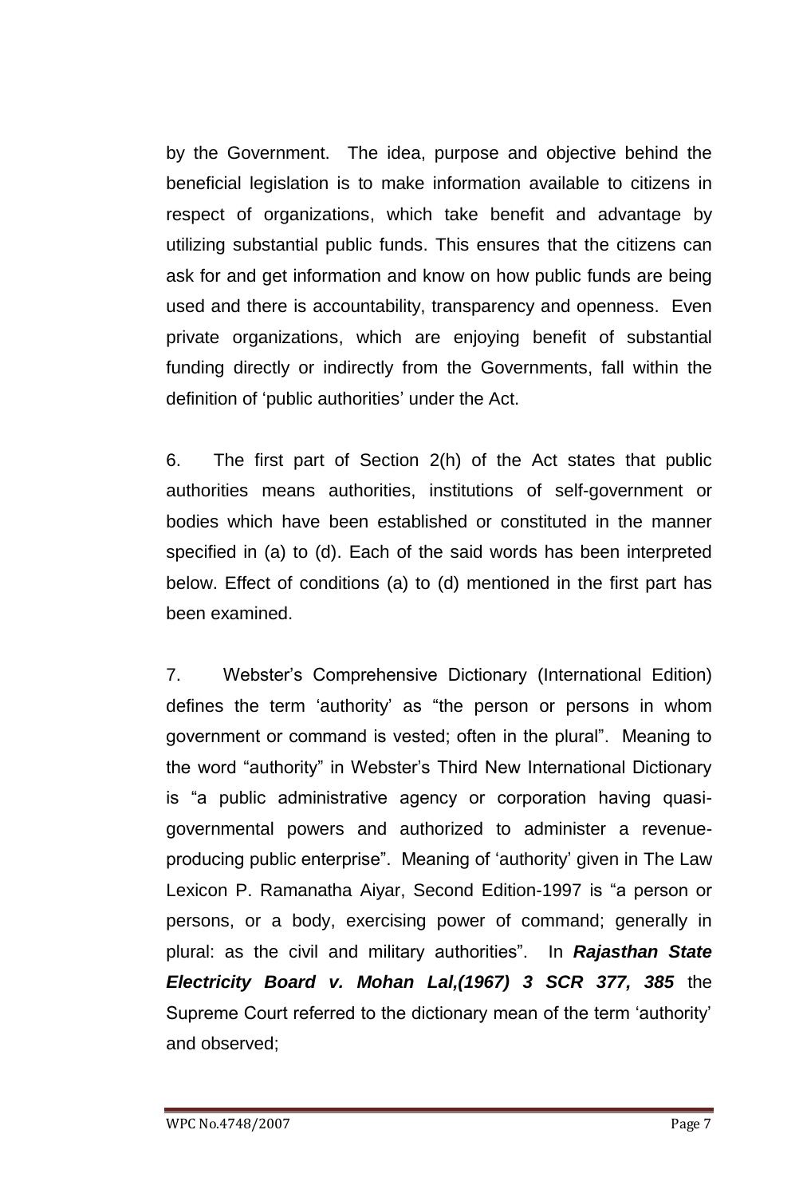by the Government. The idea, purpose and objective behind the beneficial legislation is to make information available to citizens in respect of organizations, which take benefit and advantage by utilizing substantial public funds. This ensures that the citizens can ask for and get information and know on how public funds are being used and there is accountability, transparency and openness. Even private organizations, which are enjoying benefit of substantial funding directly or indirectly from the Governments, fall within the definition of 'public authorities' under the Act.

6. The first part of Section 2(h) of the Act states that public authorities means authorities, institutions of self-government or bodies which have been established or constituted in the manner specified in (a) to (d). Each of the said words has been interpreted below. Effect of conditions (a) to (d) mentioned in the first part has been examined.

7. Webster's Comprehensive Dictionary (International Edition) defines the term 'authority' as "the person or persons in whom government or command is vested; often in the plural". Meaning to the word "authority" in Webster's Third New International Dictionary is "a public administrative agency or corporation having quasi-governmental powers and authorized to administer a revenue-producing public enterprise". Meaning of 'authority' given in The Law Lexicon P. Ramanatha Aiyar, Second Edition-1997 is "a person or persons, or a body, exercising power of command; generally in plural: as the civil and military authorities". In ***Rajasthan State Electricity Board v. Mohan Lal,(1967) 3 SCR 377, 385*** the Supreme Court referred to the dictionary mean of the term 'authority' and observed;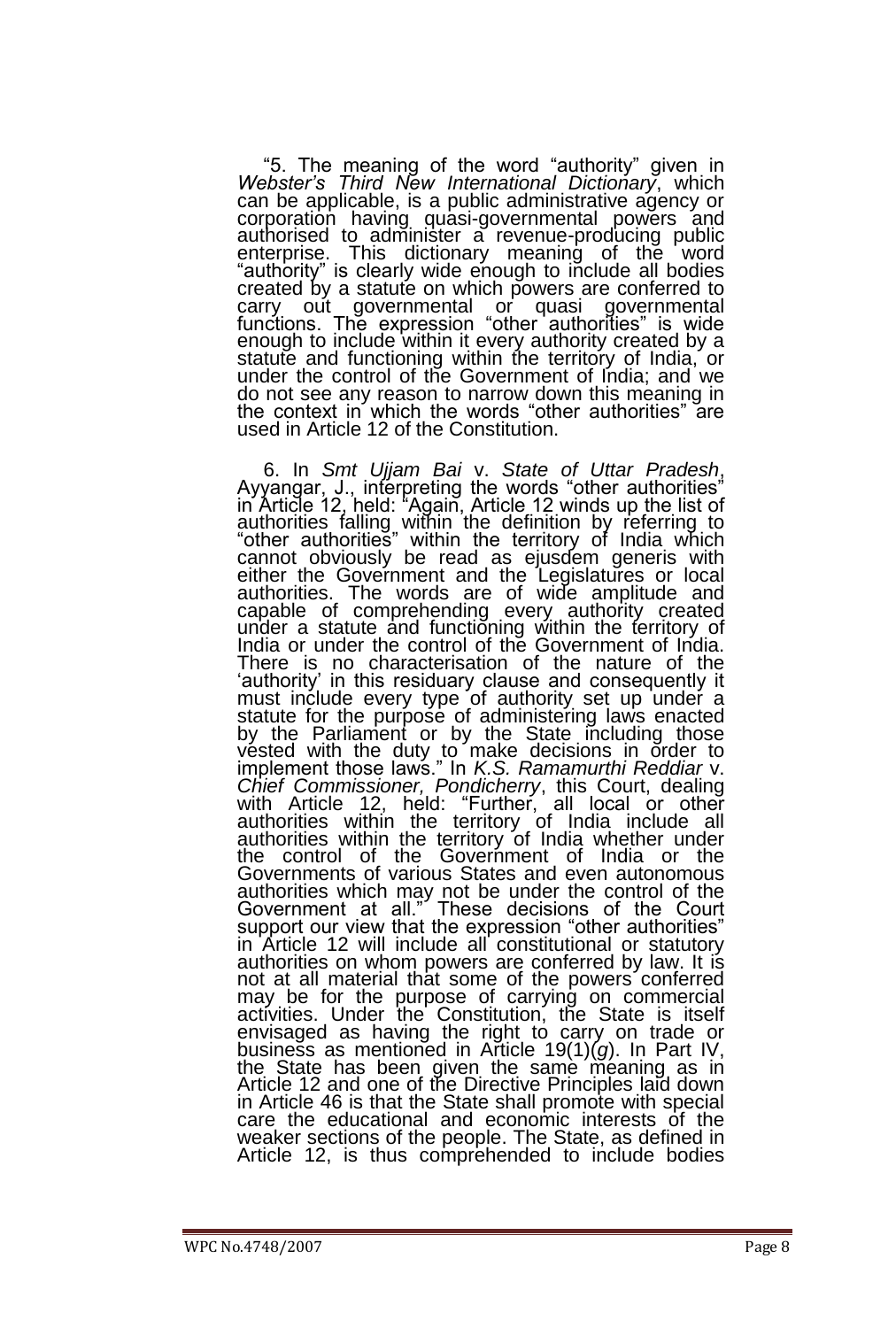"5. The meaning of the word "authority" given in *Webster's Third New International Dictionary*, which can be applicable, is a public administrative agency or corporation having quasi-governmental powers and authorised to administer a revenue-producing public enterprise. This dictionary meaning of the word "authority" is clearly wide enough to include all bodies created by a statute on which powers are conferred to carry out governmental or quasi governmental functions. The expression "other authorities" is wide enough to include within it every authority created by a statute and functioning within the territory of India, or under the control of the Government of India; and we do not see any reason to narrow down this meaning in the context in which the words "other authorities" are used in Article 12 of the Constitution.

6. In *Smt Ujjam Bai* v. *State of Uttar Pradesh*, Ayyangar, J., interpreting the words "other authorities" in Article 12, held: "Again, Article 12 winds up the list of authorities falling within the definition by referring to "other authorities" within the territory of India which cannot obviously be read as ejusdem generis with either the Government and the Legislatures or local authorities. The words are of wide amplitude and capable of comprehending every authority created under a statute and functioning within the territory of India or under the control of the Government of India. There is no characterisation of the nature of the 'authority' in this residuary clause and consequently it must include every type of authority set up under a statute for the purpose of administering laws enacted by the Parliament or by the State including those vested with the duty to make decisions in order to implement those laws." In *K.S. Ramamurthi Reddiar* v. *Chief Commissioner, Pondicherry*, this Court, dealing with Article 12, held: "Further, all local or other authorities within the territory of India include all authorities within the territory of India whether under the control of the Government of India or the Governments of various States and even autonomous authorities which may not be under the control of the Government at all." These decisions of the Court support our view that the expression "other authorities" in Article 12 will include all constitutional or statutory authorities on whom powers are conferred by law. It is not at all material that some of the powers conferred may be for the purpose of carrying on commercial activities. Under the Constitution, the State is itself envisaged as having the right to carry on trade or business as mentioned in Article 19(1)(*g*). In Part IV, the State has been given the same meaning as in Article 12 and one of the Directive Principles laid down in Article 46 is that the State shall promote with special care the educational and economic interests of the weaker sections of the people. The State, as defined in Article 12, is thus comprehended to include bodies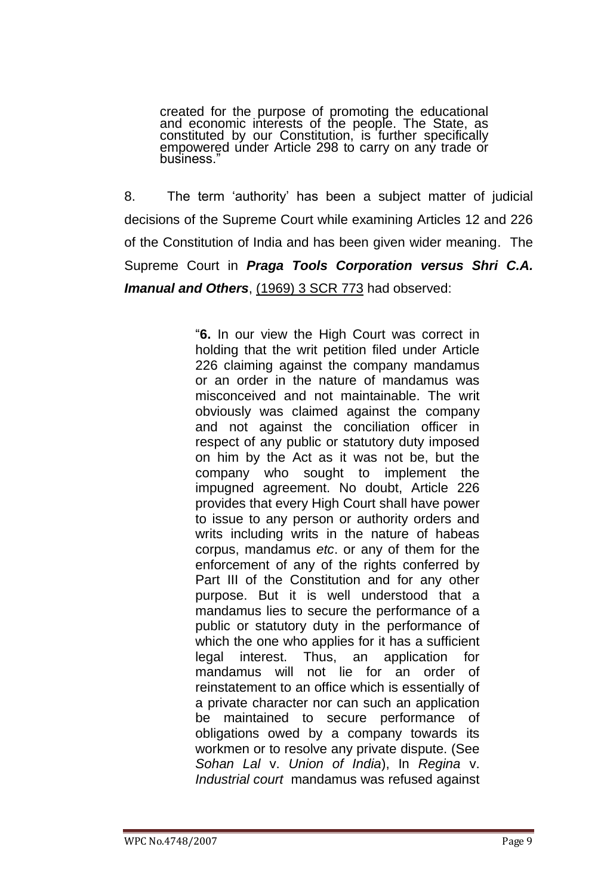> created for the purpose of promoting the educational and economic interests of the people. The State, as constituted by our Constitution, is further specifically empowered under Article 298 to carry on any trade or business."

8. The term 'authority' has been a subject matter of judicial decisions of the Supreme Court while examining Articles 12 and 226 of the Constitution of India and has been given wider meaning. The Supreme Court in ***Praga Tools Corporation versus Shri C.A. Imanual and Others***, (1969) 3 SCR 773 had observed:

> "**6.** In our view the High Court was correct in holding that the writ petition filed under Article 226 claiming against the company mandamus or an order in the nature of mandamus was misconceived and not maintainable. The writ obviously was claimed against the company and not against the conciliation officer in respect of any public or statutory duty imposed on him by the Act as it was not be, but the company who sought to implement the impugned agreement. No doubt, Article 226 provides that every High Court shall have power to issue to any person or authority orders and writs including writs in the nature of habeas corpus, mandamus *etc*. or any of them for the enforcement of any of the rights conferred by Part III of the Constitution and for any other purpose. But it is well understood that a mandamus lies to secure the performance of a public or statutory duty in the performance of which the one who applies for it has a sufficient legal interest. Thus, an application for mandamus will not lie for an order of reinstatement to an office which is essentially of a private character nor can such an application be maintained to secure performance of obligations owed by a company towards its workmen or to resolve any private dispute. (See *Sohan Lal* v. *Union of India*), In *Regina* v. *Industrial court* mandamus was refused against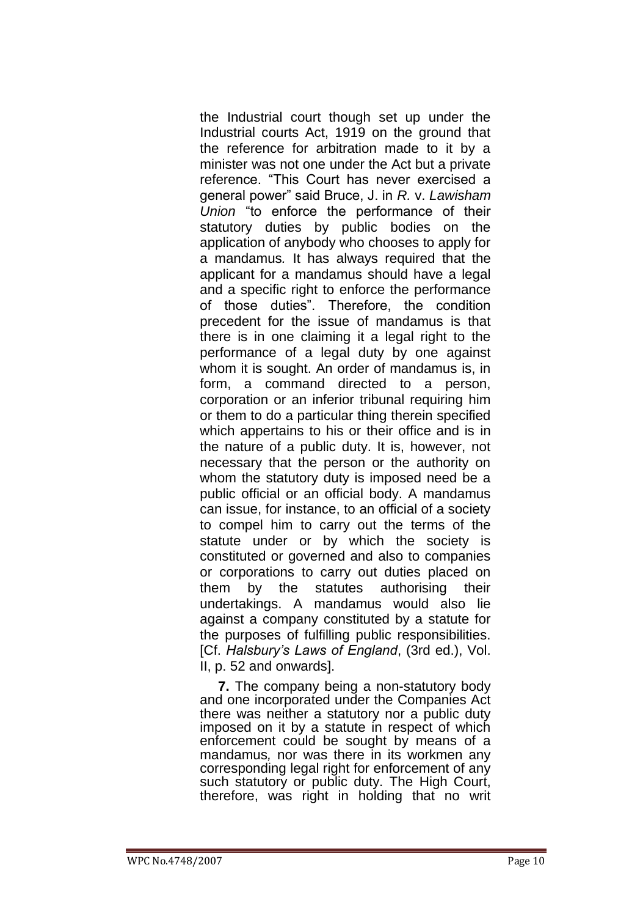the Industrial court though set up under the Industrial courts Act, 1919 on the ground that the reference for arbitration made to it by a minister was not one under the Act but a private reference. "This Court has never exercised a general power" said Bruce, J. in *R.* v. *Lawisham Union* "to enforce the performance of their statutory duties by public bodies on the application of anybody who chooses to apply for a mandamus*.* It has always required that the applicant for a mandamus should have a legal and a specific right to enforce the performance of those duties". Therefore, the condition precedent for the issue of mandamus is that there is in one claiming it a legal right to the performance of a legal duty by one against whom it is sought. An order of mandamus is, in form, a command directed to a person, corporation or an inferior tribunal requiring him or them to do a particular thing therein specified which appertains to his or their office and is in the nature of a public duty. It is, however, not necessary that the person or the authority on whom the statutory duty is imposed need be a public official or an official body. A mandamus can issue, for instance, to an official of a society to compel him to carry out the terms of the statute under or by which the society is constituted or governed and also to companies or corporations to carry out duties placed on them by the statutes authorising their undertakings. A mandamus would also lie against a company constituted by a statute for the purposes of fulfilling public responsibilities. [Cf. *Halsbury's Laws of England*, (3rd ed.), Vol. II, p. 52 and onwards].

**7.** The company being a non-statutory body and one incorporated under the Companies Act there was neither a statutory nor a public duty imposed on it by a statute in respect of which enforcement could be sought by means of a mandamus*,* nor was there in its workmen any corresponding legal right for enforcement of any such statutory or public duty. The High Court, therefore, was right in holding that no writ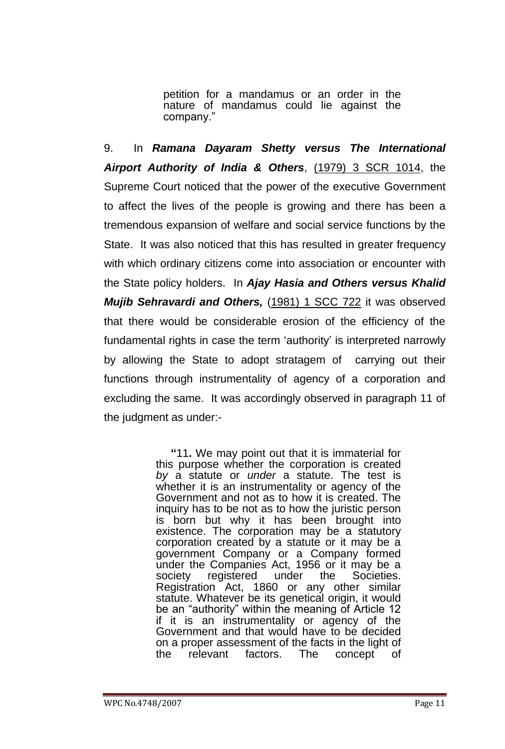> petition for a mandamus or an order in the nature of mandamus could lie against the company."

9. In ***Ramana Dayaram Shetty versus The International Airport Authority of India & Others***, (1979) 3 SCR 1014, the Supreme Court noticed that the power of the executive Government to affect the lives of the people is growing and there has been a tremendous expansion of welfare and social service functions by the State. It was also noticed that this has resulted in greater frequency with which ordinary citizens come into association or encounter with the State policy holders. In ***Ajay Hasia and Others versus Khalid Mujib Sehravardi and Others,*** (1981) 1 SCC 722 it was observed that there would be considerable erosion of the efficiency of the fundamental rights in case the term 'authority' is interpreted narrowly by allowing the State to adopt stratagem of carrying out their functions through instrumentality of agency of a corporation and excluding the same. It was accordingly observed in paragraph 11 of the judgment as under:-

> "**11.** We may point out that it is immaterial for this purpose whether the corporation is created *by* a statute or *under* a statute. The test is whether it is an instrumentality or agency of the Government and not as to how it is created. The inquiry has to be not as to how the juristic person is born but why it has been brought into existence. The corporation may be a statutory corporation created by a statute or it may be a government Company or a Company formed under the Companies Act, 1956 or it may be a society registered under the Societies. Registration Act, 1860 or any other similar statute. Whatever be its genetical origin, it would be an "authority" within the meaning of Article 12 if it is an instrumentality or agency of the Government and that would have to be decided on a proper assessment of the facts in the light of the relevant factors. The concept of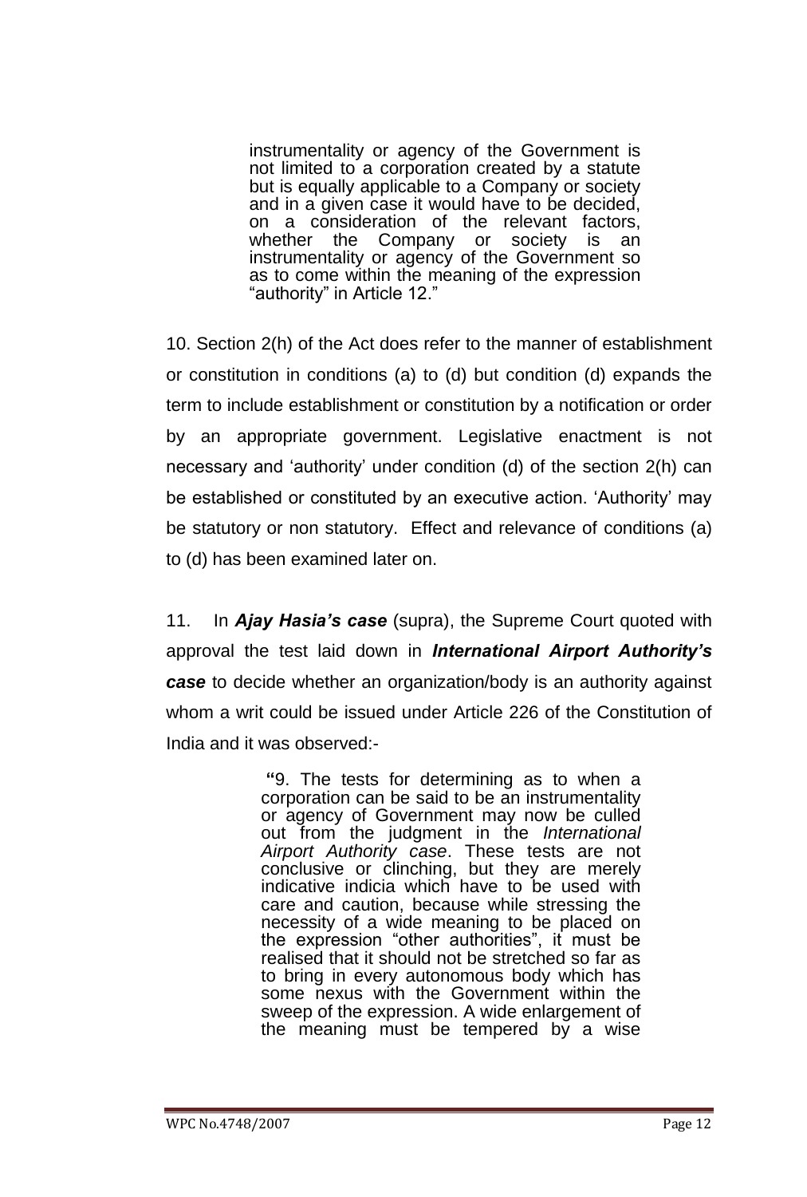> instrumentality or agency of the Government is not limited to a corporation created by a statute but is equally applicable to a Company or society and in a given case it would have to be decided, on a consideration of the relevant factors, whether the Company or society is an instrumentality or agency of the Government so as to come within the meaning of the expression "authority" in Article 12."

10. Section 2(h) of the Act does refer to the manner of establishment or constitution in conditions (a) to (d) but condition (d) expands the term to include establishment or constitution by a notification or order by an appropriate government. Legislative enactment is not necessary and 'authority' under condition (d) of the section 2(h) can be established or constituted by an executive action. 'Authority' may be statutory or non statutory. Effect and relevance of conditions (a) to (d) has been examined later on.

11. In ***Ajay Hasia's case*** (supra), the Supreme Court quoted with approval the test laid down in ***International Airport Authority's case*** to decide whether an organization/body is an authority against whom a writ could be issued under Article 226 of the Constitution of India and it was observed:-

> "9. The tests for determining as to when a corporation can be said to be an instrumentality or agency of Government may now be culled out from the judgment in the *International Airport Authority case*. These tests are not conclusive or clinching, but they are merely indicative indicia which have to be used with care and caution, because while stressing the necessity of a wide meaning to be placed on the expression "other authorities", it must be realised that it should not be stretched so far as to bring in every autonomous body which has some nexus with the Government within the sweep of the expression. A wide enlargement of the meaning must be tempered by a wise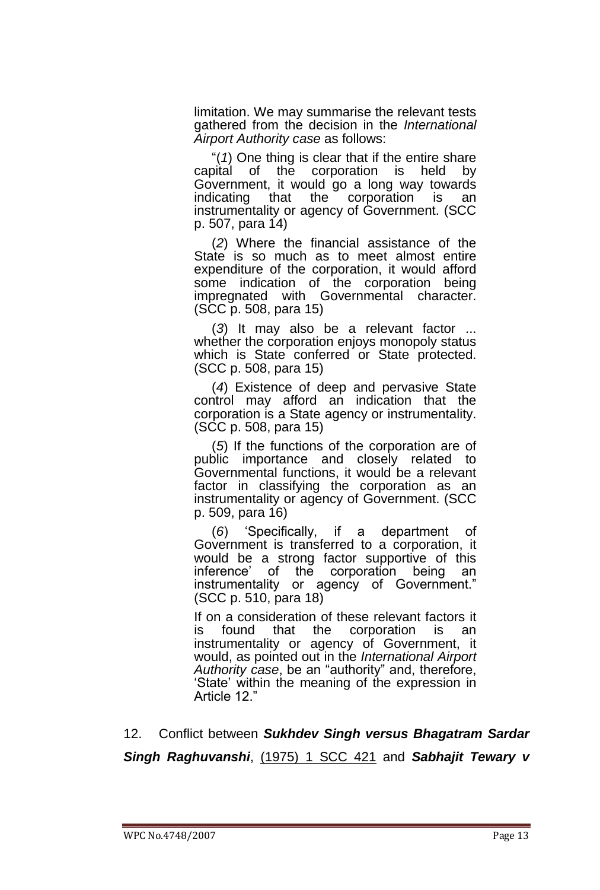limitation. We may summarise the relevant tests gathered from the decision in the *International Airport Authority case* as follows:

> "(*1*) One thing is clear that if the entire share capital of the corporation is held by Government, it would go a long way towards indicating that the corporation is an instrumentality or agency of Government. (SCC p. 507, para 14)
>
> (*2*) Where the financial assistance of the State is so much as to meet almost entire expenditure of the corporation, it would afford some indication of the corporation being impregnated with Governmental character. (SCC p. 508, para 15)
>
> (*3*) It may also be a relevant factor ... whether the corporation enjoys monopoly status which is State conferred or State protected. (SCC p. 508, para 15)
>
> (*4*) Existence of deep and pervasive State control may afford an indication that the corporation is a State agency or instrumentality. (SCC p. 508, para 15)
>
> (*5*) If the functions of the corporation are of public importance and closely related to Governmental functions, it would be a relevant factor in classifying the corporation as an instrumentality or agency of Government. (SCC p. 509, para 16)
>
> (*6*) 'Specifically, if a department of Government is transferred to a corporation, it would be a strong factor supportive of this inference' of the corporation being an instrumentality or agency of Government." (SCC p. 510, para 18)
>
> If on a consideration of these relevant factors it is found that the corporation is an instrumentality or agency of Government, it would, as pointed out in the *International Airport Authority case*, be an "authority" and, therefore, 'State' within the meaning of the expression in Article 12."

12. Conflict between ***Sukhdev Singh versus Bhagatram Sardar Singh Raghuvanshi***, (1975) 1 SCC 421 and ***Sabhajit Tewary v***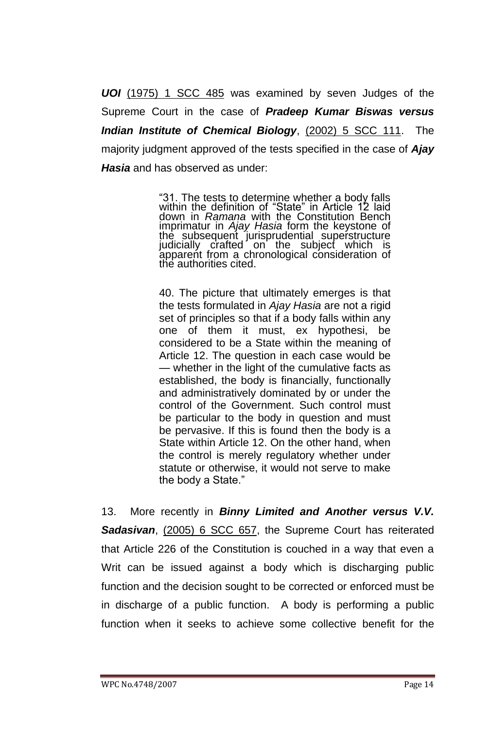***UOI*** (1975) 1 SCC 485 was examined by seven Judges of the Supreme Court in the case of ***Pradeep Kumar Biswas versus Indian Institute of Chemical Biology***, (2002) 5 SCC 111. The majority judgment approved of the tests specified in the case of ***Ajay Hasia*** and has observed as under:

> "31. The tests to determine whether a body falls within the definition of "State" in Article 12 laid down in *Ramana* with the Constitution Bench imprimatur in *Ajay Hasia* form the keystone of the subsequent jurisprudential superstructure judicially crafted on the subject which is apparent from a chronological consideration of the authorities cited.
>
> 40. The picture that ultimately emerges is that the tests formulated in *Ajay Hasia* are not a rigid set of principles so that if a body falls within any one of them it must, ex hypothesi, be considered to be a State within the meaning of Article 12. The question in each case would be — whether in the light of the cumulative facts as established, the body is financially, functionally and administratively dominated by or under the control of the Government. Such control must be particular to the body in question and must be pervasive. If this is found then the body is a State within Article 12. On the other hand, when the control is merely regulatory whether under statute or otherwise, it would not serve to make the body a State."

13. More recently in ***Binny Limited and Another versus V.V. Sadasivan***, (2005) 6 SCC 657, the Supreme Court has reiterated that Article 226 of the Constitution is couched in a way that even a Writ can be issued against a body which is discharging public function and the decision sought to be corrected or enforced must be in discharge of a public function. A body is performing a public function when it seeks to achieve some collective benefit for the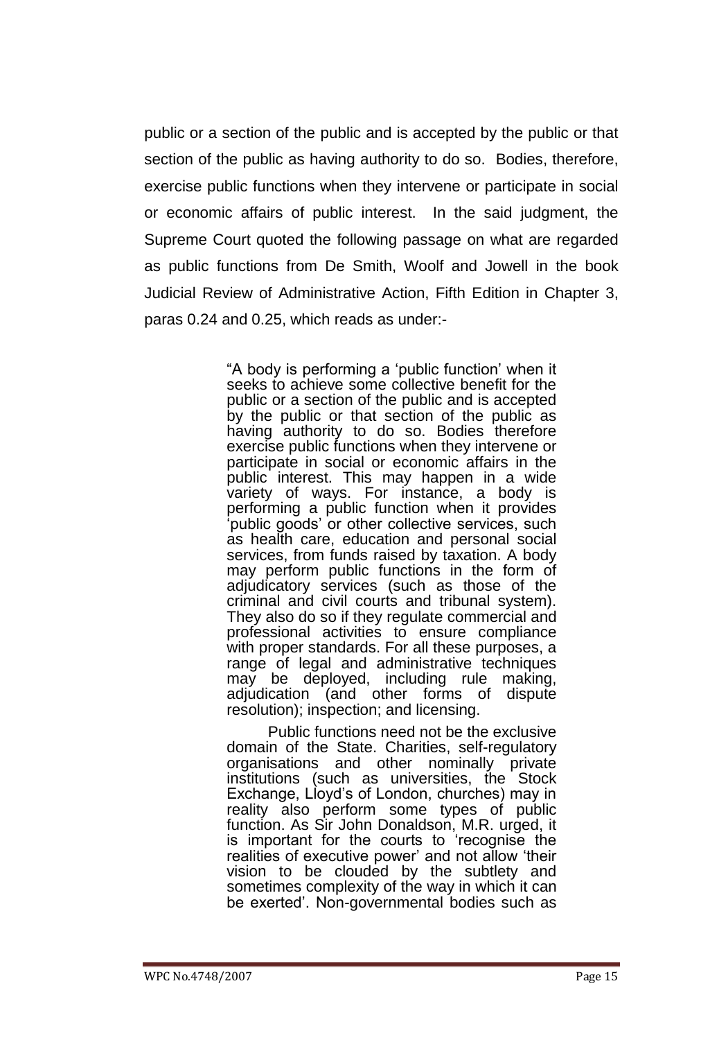public or a section of the public and is accepted by the public or that section of the public as having authority to do so. Bodies, therefore, exercise public functions when they intervene or participate in social or economic affairs of public interest. In the said judgment, the Supreme Court quoted the following passage on what are regarded as public functions from De Smith, Woolf and Jowell in the book Judicial Review of Administrative Action, Fifth Edition in Chapter 3, paras 0.24 and 0.25, which reads as under:-

> "A body is performing a 'public function' when it seeks to achieve some collective benefit for the public or a section of the public and is accepted by the public or that section of the public as having authority to do so. Bodies therefore exercise public functions when they intervene or participate in social or economic affairs in the public interest. This may happen in a wide variety of ways. For instance, a body is performing a public function when it provides 'public goods' or other collective services, such as health care, education and personal social services, from funds raised by taxation. A body may perform public functions in the form of adjudicatory services (such as those of the criminal and civil courts and tribunal system). They also do so if they regulate commercial and professional activities to ensure compliance with proper standards. For all these purposes, a range of legal and administrative techniques may be deployed, including rule making, adjudication (and other forms of dispute resolution); inspection; and licensing.
>
> Public functions need not be the exclusive domain of the State. Charities, self-regulatory organisations and other nominally private institutions (such as universities, the Stock Exchange, Lloyd's of London, churches) may in reality also perform some types of public function. As Sir John Donaldson, M.R. urged, it is important for the courts to 'recognise the realities of executive power' and not allow 'their vision to be clouded by the subtlety and sometimes complexity of the way in which it can be exerted'. Non-governmental bodies such as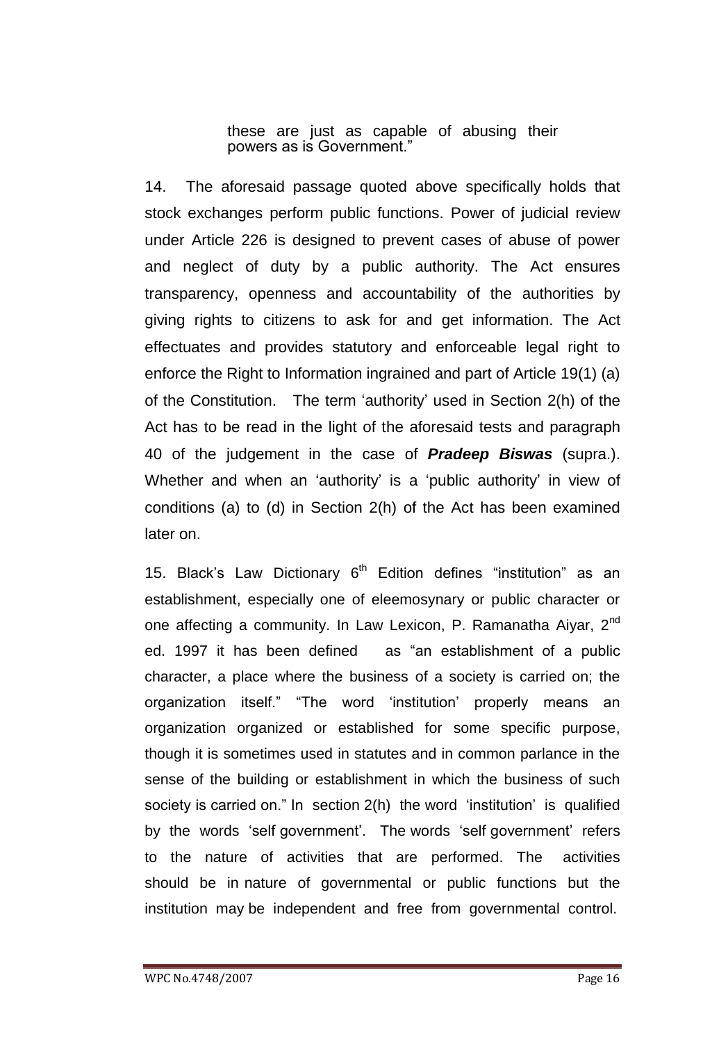> these are just as capable of abusing their powers as is Government."

14. The aforesaid passage quoted above specifically holds that stock exchanges perform public functions. Power of judicial review under Article 226 is designed to prevent cases of abuse of power and neglect of duty by a public authority. The Act ensures transparency, openness and accountability of the authorities by giving rights to citizens to ask for and get information. The Act effectuates and provides statutory and enforceable legal right to enforce the Right to Information ingrained and part of Article 19(1) (a) of the Constitution. The term 'authority' used in Section 2(h) of the Act has to be read in the light of the aforesaid tests and paragraph 40 of the judgement in the case of ***Pradeep Biswas*** (supra.). Whether and when an 'authority' is a 'public authority' in view of conditions (a) to (d) in Section 2(h) of the Act has been examined later on.

15. Black's Law Dictionary 6th Edition defines "institution" as an establishment, especially one of eleemosynary or public character or one affecting a community. In Law Lexicon, P. Ramanatha Aiyar, 2nd ed. 1997 it has been defined as "an establishment of a public character, a place where the business of a society is carried on; the organization itself." "The word 'institution' properly means an organization organized or established for some specific purpose, though it is sometimes used in statutes and in common parlance in the sense of the building or establishment in which the business of such society is carried on." In section 2(h) the word 'institution' is qualified by the words 'self government'. The words 'self government' refers to the nature of activities that are performed. The activities should be in nature of governmental or public functions but the institution may be independent and free from governmental control.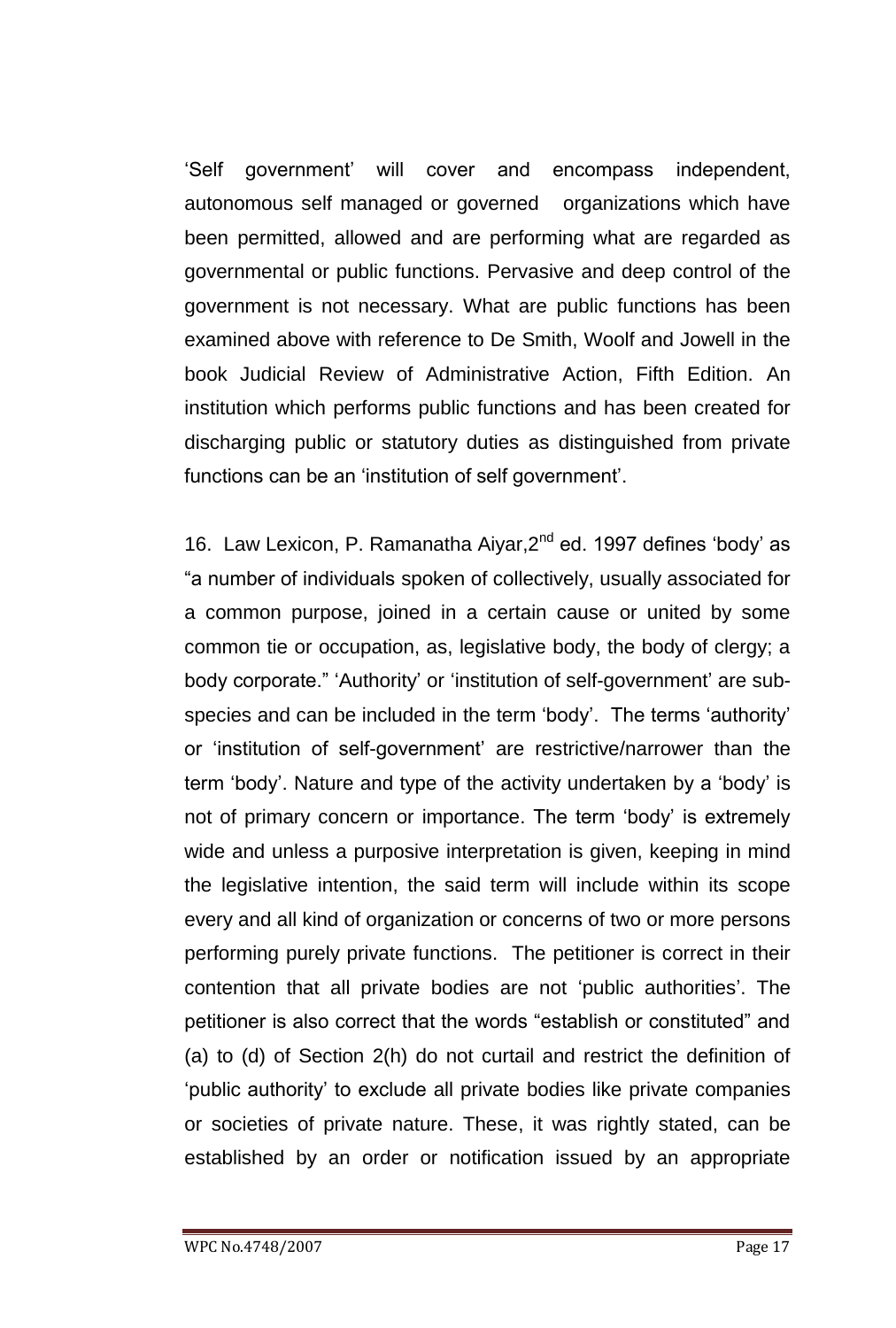'Self government' will cover and encompass independent, autonomous self managed or governed organizations which have been permitted, allowed and are performing what are regarded as governmental or public functions. Pervasive and deep control of the government is not necessary. What are public functions has been examined above with reference to De Smith, Woolf and Jowell in the book Judicial Review of Administrative Action, Fifth Edition. An institution which performs public functions and has been created for discharging public or statutory duties as distinguished from private functions can be an 'institution of self government'.

16. Law Lexicon, P. Ramanatha Aiyar, 2nd ed. 1997 defines 'body' as "a number of individuals spoken of collectively, usually associated for a common purpose, joined in a certain cause or united by some common tie or occupation, as, legislative body, the body of clergy; a body corporate." 'Authority' or 'institution of self-government' are sub-species and can be included in the term 'body'. The terms 'authority' or 'institution of self-government' are restrictive/narrower than the term 'body'. Nature and type of the activity undertaken by a 'body' is not of primary concern or importance. The term 'body' is extremely wide and unless a purposive interpretation is given, keeping in mind the legislative intention, the said term will include within its scope every and all kind of organization or concerns of two or more persons performing purely private functions. The petitioner is correct in their contention that all private bodies are not 'public authorities'. The petitioner is also correct that the words "establish or constituted" and (a) to (d) of Section 2(h) do not curtail and restrict the definition of 'public authority' to exclude all private bodies like private companies or societies of private nature. These, it was rightly stated, can be established by an order or notification issued by an appropriate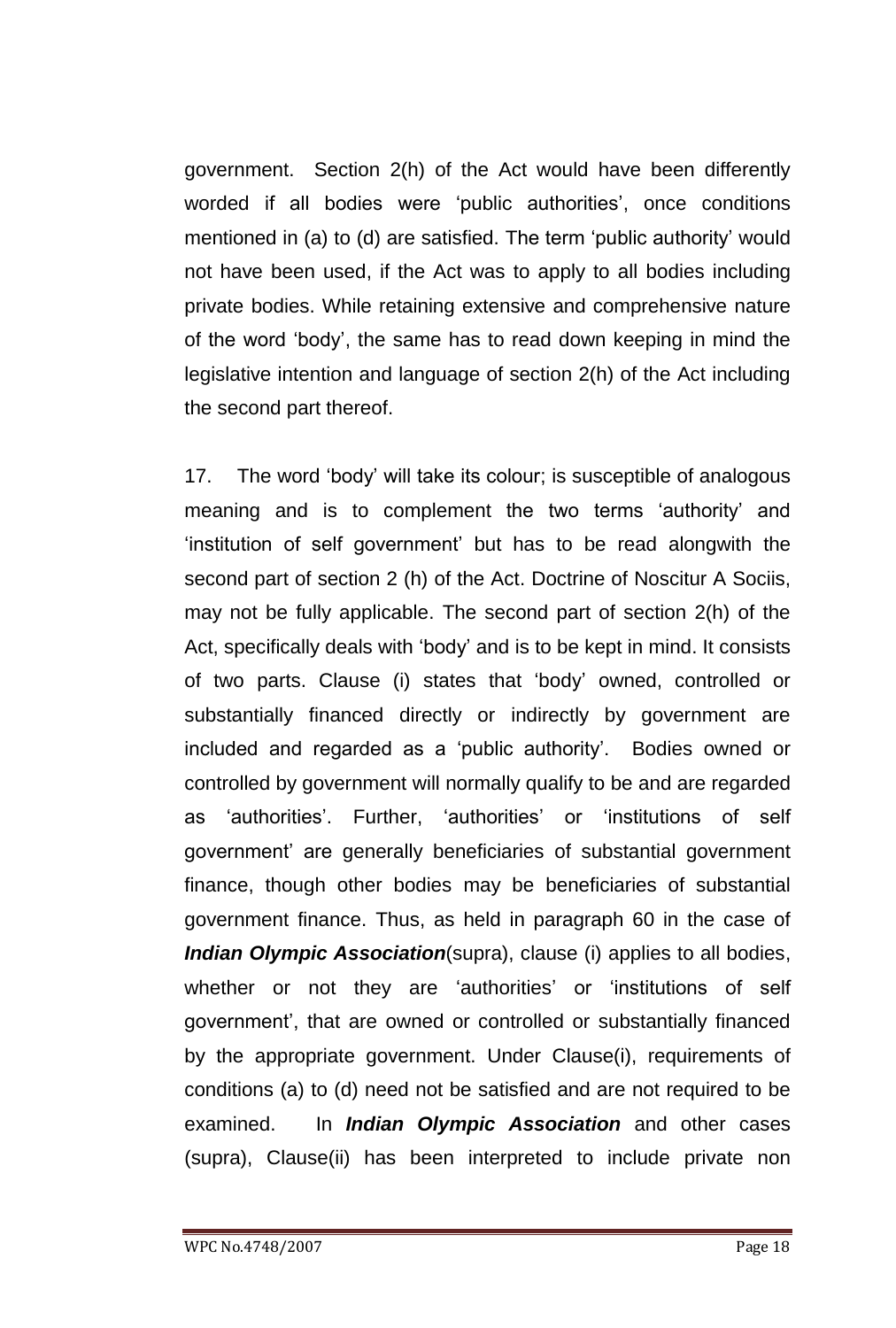government. Section 2(h) of the Act would have been differently worded if all bodies were 'public authorities', once conditions mentioned in (a) to (d) are satisfied. The term 'public authority' would not have been used, if the Act was to apply to all bodies including private bodies. While retaining extensive and comprehensive nature of the word 'body', the same has to read down keeping in mind the legislative intention and language of section 2(h) of the Act including the second part thereof.

17. The word 'body' will take its colour; is susceptible of analogous meaning and is to complement the two terms 'authority' and 'institution of self government' but has to be read alongwith the second part of section 2 (h) of the Act. Doctrine of Noscitur A Sociis, may not be fully applicable. The second part of section 2(h) of the Act, specifically deals with 'body' and is to be kept in mind. It consists of two parts. Clause (i) states that 'body' owned, controlled or substantially financed directly or indirectly by government are included and regarded as a 'public authority'. Bodies owned or controlled by government will normally qualify to be and are regarded as 'authorities'. Further, 'authorities' or 'institutions of self government' are generally beneficiaries of substantial government finance, though other bodies may be beneficiaries of substantial government finance. Thus, as held in paragraph 60 in the case of ***Indian Olympic Association***(supra), clause (i) applies to all bodies, whether or not they are 'authorities' or 'institutions of self government', that are owned or controlled or substantially financed by the appropriate government. Under Clause(i), requirements of conditions (a) to (d) need not be satisfied and are not required to be examined. In ***Indian Olympic Association*** and other cases (supra), Clause(ii) has been interpreted to include private non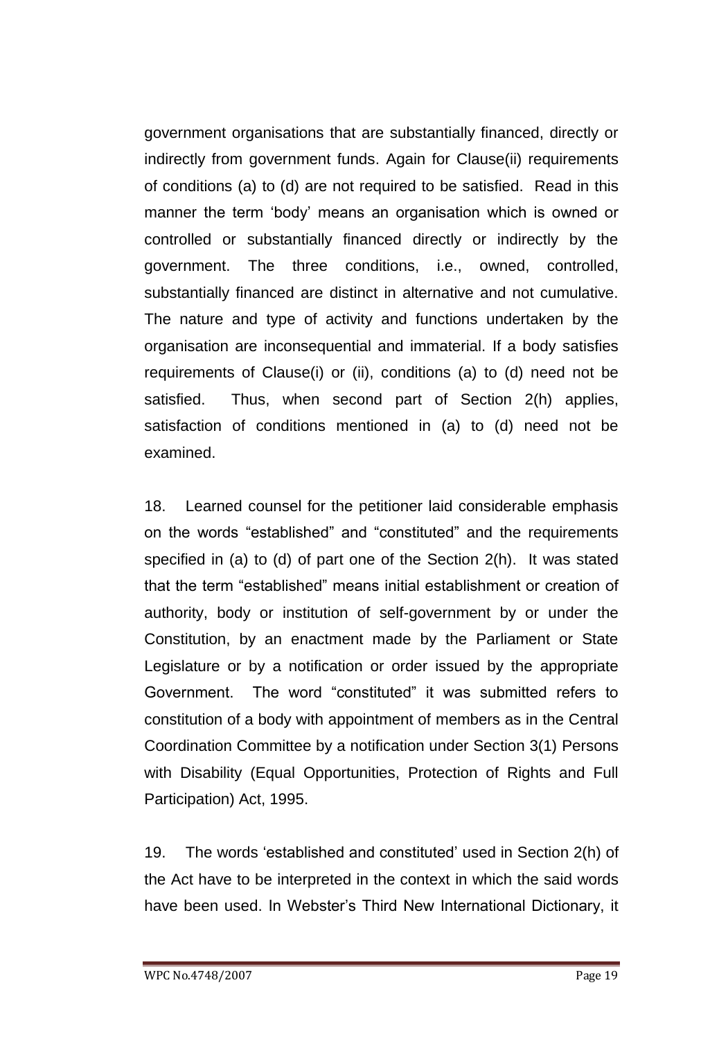government organisations that are substantially financed, directly or indirectly from government funds. Again for Clause(ii) requirements of conditions (a) to (d) are not required to be satisfied. Read in this manner the term 'body' means an organisation which is owned or controlled or substantially financed directly or indirectly by the government. The three conditions, i.e., owned, controlled, substantially financed are distinct in alternative and not cumulative. The nature and type of activity and functions undertaken by the organisation are inconsequential and immaterial. If a body satisfies requirements of Clause(i) or (ii), conditions (a) to (d) need not be satisfied. Thus, when second part of Section 2(h) applies, satisfaction of conditions mentioned in (a) to (d) need not be examined.

18. Learned counsel for the petitioner laid considerable emphasis on the words "established" and "constituted" and the requirements specified in (a) to (d) of part one of the Section 2(h). It was stated that the term "established" means initial establishment or creation of authority, body or institution of self-government by or under the Constitution, by an enactment made by the Parliament or State Legislature or by a notification or order issued by the appropriate Government. The word "constituted" it was submitted refers to constitution of a body with appointment of members as in the Central Coordination Committee by a notification under Section 3(1) Persons with Disability (Equal Opportunities, Protection of Rights and Full Participation) Act, 1995.

19. The words 'established and constituted' used in Section 2(h) of the Act have to be interpreted in the context in which the said words have been used. In Webster's Third New International Dictionary, it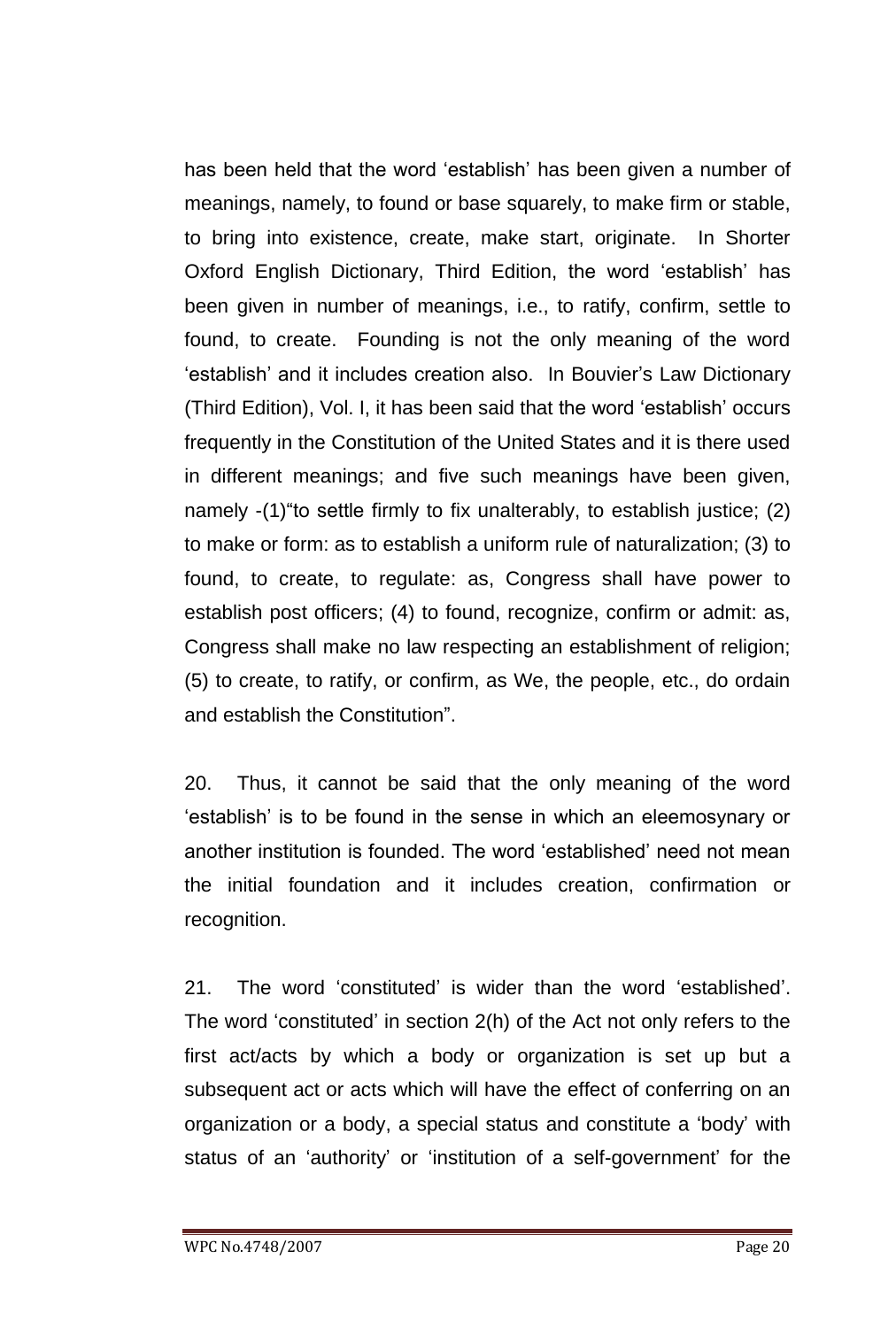has been held that the word ‘establish’ has been given a number of meanings, namely, to found or base squarely, to make firm or stable, to bring into existence, create, make start, originate. In Shorter Oxford English Dictionary, Third Edition, the word ‘establish’ has been given in number of meanings, i.e., to ratify, confirm, settle to found, to create. Founding is not the only meaning of the word ‘establish’ and it includes creation also. In Bouvier’s Law Dictionary (Third Edition), Vol. I, it has been said that the word ‘establish’ occurs frequently in the Constitution of the United States and it is there used in different meanings; and five such meanings have been given, namely -(1)“to settle firmly to fix unalterably, to establish justice; (2) to make or form: as to establish a uniform rule of naturalization; (3) to found, to create, to regulate: as, Congress shall have power to establish post officers; (4) to found, recognize, confirm or admit: as, Congress shall make no law respecting an establishment of religion; (5) to create, to ratify, or confirm, as We, the people, etc., do ordain and establish the Constitution”.

20. Thus, it cannot be said that the only meaning of the word ‘establish’ is to be found in the sense in which an eleemosynary or another institution is founded. The word ‘established’ need not mean the initial foundation and it includes creation, confirmation or recognition.

21. The word ‘constituted’ is wider than the word ‘established’. The word ‘constituted’ in section 2(h) of the Act not only refers to the first act/acts by which a body or organization is set up but a subsequent act or acts which will have the effect of conferring on an organization or a body, a special status and constitute a ‘body’ with status of an ‘authority’ or ‘institution of a self-government’ for the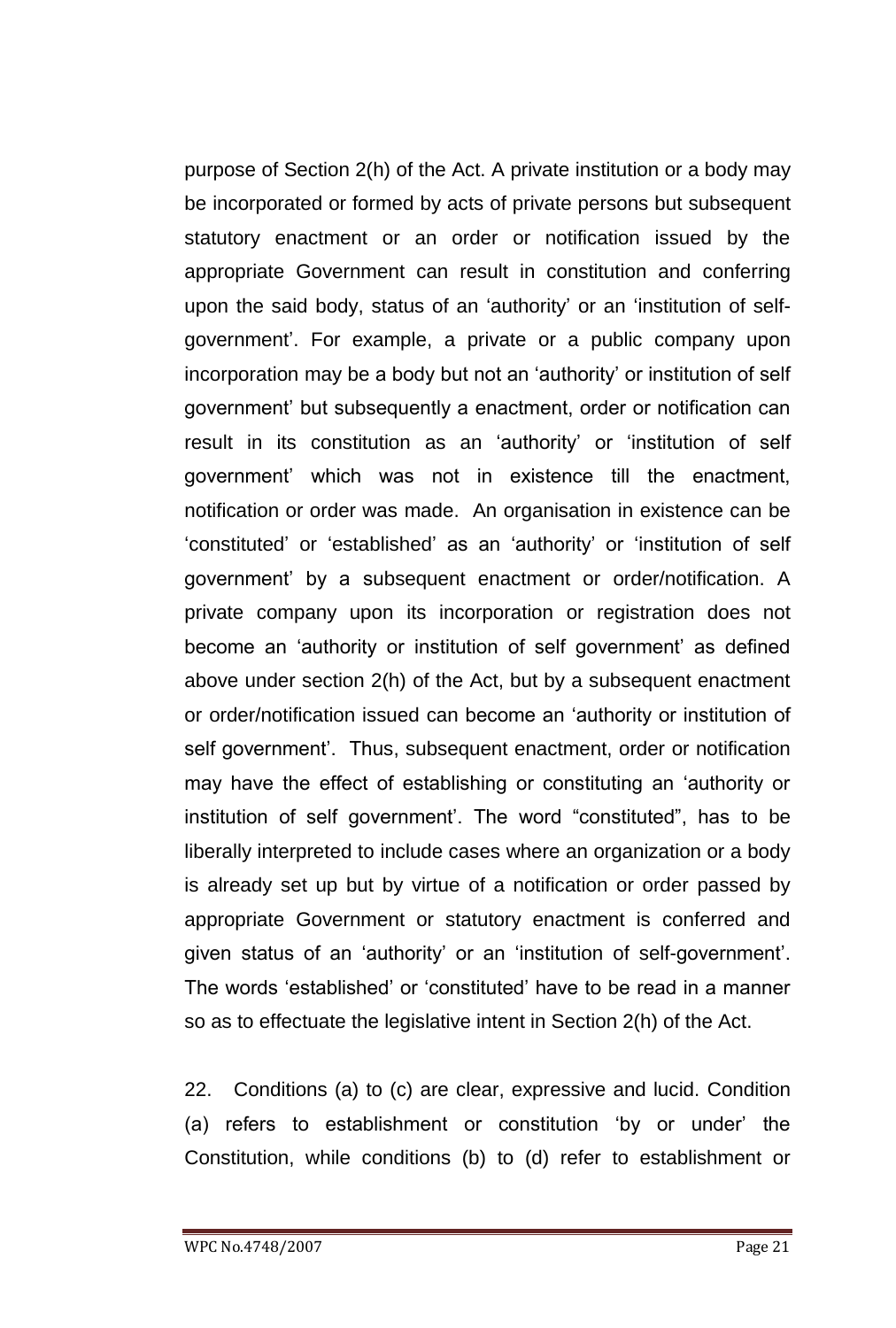purpose of Section 2(h) of the Act. A private institution or a body may be incorporated or formed by acts of private persons but subsequent statutory enactment or an order or notification issued by the appropriate Government can result in constitution and conferring upon the said body, status of an 'authority' or an 'institution of self-government'. For example, a private or a public company upon incorporation may be a body but not an 'authority' or institution of self government' but subsequently a enactment, order or notification can result in its constitution as an 'authority' or 'institution of self government' which was not in existence till the enactment, notification or order was made. An organisation in existence can be 'constituted' or 'established' as an 'authority' or 'institution of self government' by a subsequent enactment or order/notification. A private company upon its incorporation or registration does not become an 'authority or institution of self government' as defined above under section 2(h) of the Act, but by a subsequent enactment or order/notification issued can become an 'authority or institution of self government'. Thus, subsequent enactment, order or notification may have the effect of establishing or constituting an 'authority or institution of self government'. The word "constituted", has to be liberally interpreted to include cases where an organization or a body is already set up but by virtue of a notification or order passed by appropriate Government or statutory enactment is conferred and given status of an 'authority' or an 'institution of self-government'. The words 'established' or 'constituted' have to be read in a manner so as to effectuate the legislative intent in Section 2(h) of the Act.

22. Conditions (a) to (c) are clear, expressive and lucid. Condition (a) refers to establishment or constitution 'by or under' the Constitution, while conditions (b) to (d) refer to establishment or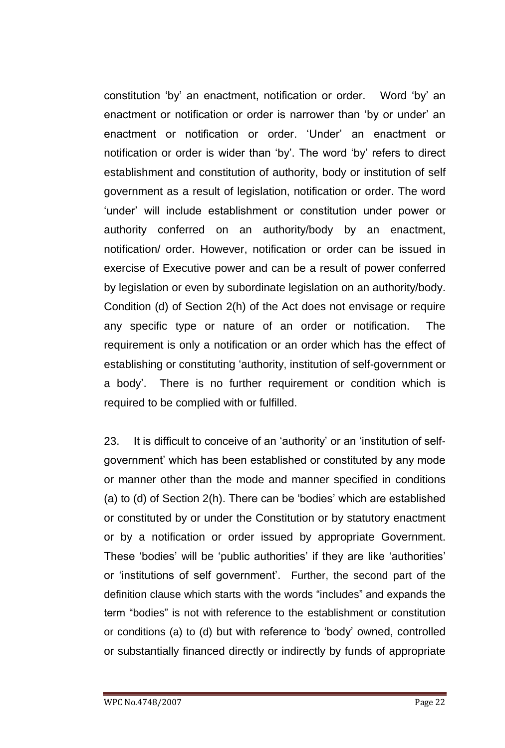constitution 'by' an enactment, notification or order. Word 'by' an enactment or notification or order is narrower than 'by or under' an enactment or notification or order. 'Under' an enactment or notification or order is wider than 'by'. The word 'by' refers to direct establishment and constitution of authority, body or institution of self government as a result of legislation, notification or order. The word 'under' will include establishment or constitution under power or authority conferred on an authority/body by an enactment, notification/ order. However, notification or order can be issued in exercise of Executive power and can be a result of power conferred by legislation or even by subordinate legislation on an authority/body. Condition (d) of Section 2(h) of the Act does not envisage or require any specific type or nature of an order or notification. The requirement is only a notification or an order which has the effect of establishing or constituting 'authority, institution of self-government or a body'. There is no further requirement or condition which is required to be complied with or fulfilled.

23. It is difficult to conceive of an 'authority' or an 'institution of self-government' which has been established or constituted by any mode or manner other than the mode and manner specified in conditions (a) to (d) of Section 2(h). There can be 'bodies' which are established or constituted by or under the Constitution or by statutory enactment or by a notification or order issued by appropriate Government. These 'bodies' will be 'public authorities' if they are like 'authorities' or 'institutions of self government'. Further, the second part of the definition clause which starts with the words "includes" and expands the term "bodies" is not with reference to the establishment or constitution or conditions (a) to (d) but with reference to 'body' owned, controlled or substantially financed directly or indirectly by funds of appropriate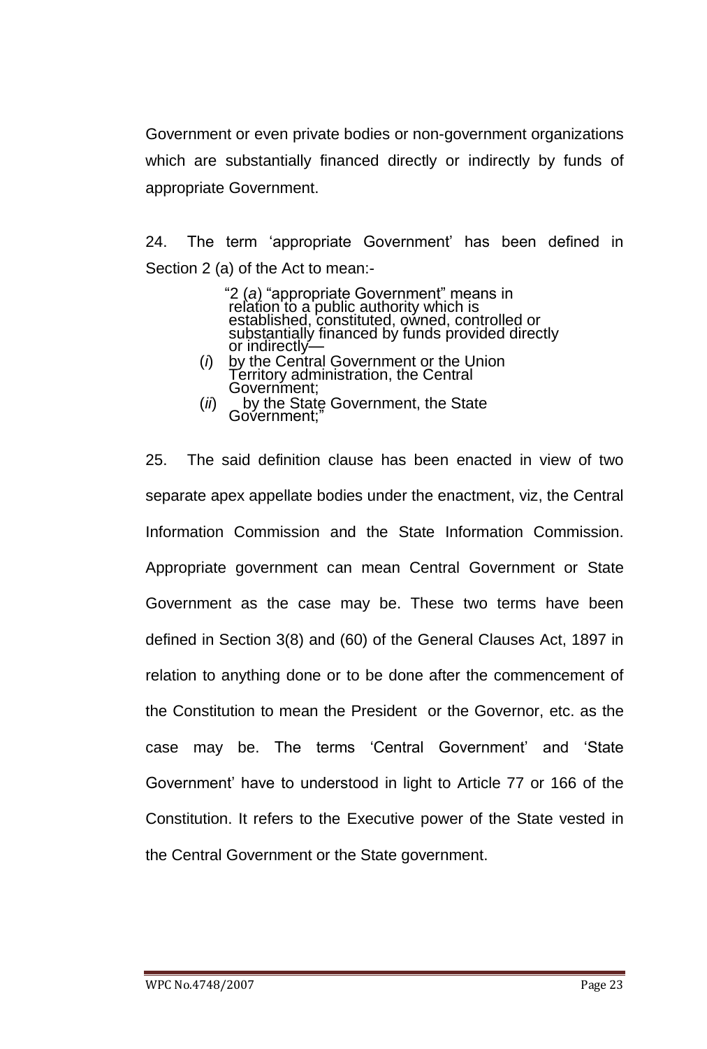Government or even private bodies or non-government organizations which are substantially financed directly or indirectly by funds of appropriate Government.

24. The term 'appropriate Government' has been defined in Section 2 (a) of the Act to mean:-

> "2 (*a*) "appropriate Government" means in relation to a public authority which is established, constituted, owned, controlled or substantially financed by funds provided directly or indirectly—
>
> (*i*) by the Central Government or the Union Territory administration, the Central Government;
>
> (*ii*) by the State Government, the State Government;"

25. The said definition clause has been enacted in view of two separate apex appellate bodies under the enactment, viz, the Central Information Commission and the State Information Commission. Appropriate government can mean Central Government or State Government as the case may be. These two terms have been defined in Section 3(8) and (60) of the General Clauses Act, 1897 in relation to anything done or to be done after the commencement of the Constitution to mean the President or the Governor, etc. as the case may be. The terms 'Central Government' and 'State Government' have to understood in light to Article 77 or 166 of the Constitution. It refers to the Executive power of the State vested in the Central Government or the State government.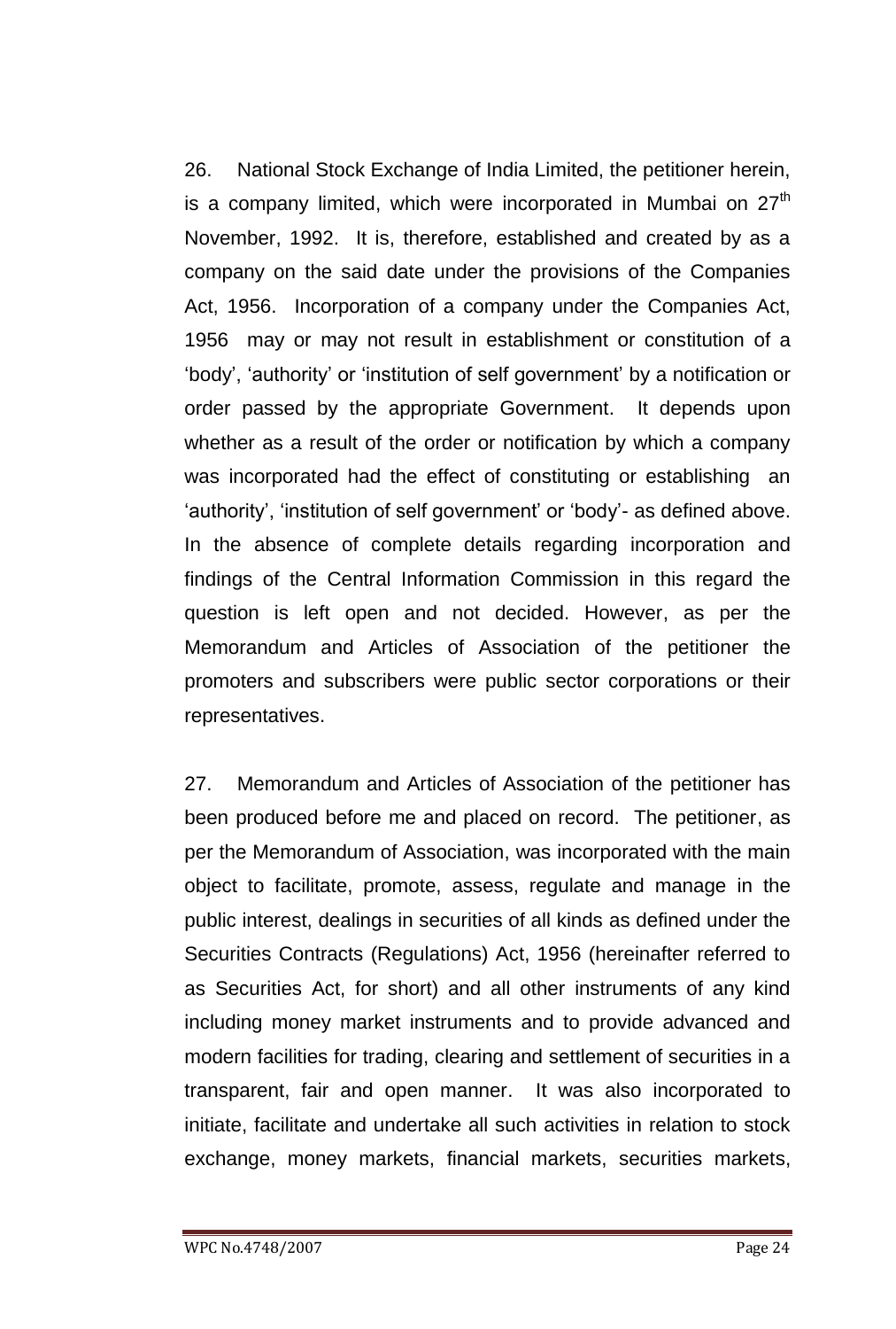26. National Stock Exchange of India Limited, the petitioner herein, is a company limited, which were incorporated in Mumbai on 27th November, 1992. It is, therefore, established and created by as a company on the said date under the provisions of the Companies Act, 1956. Incorporation of a company under the Companies Act, 1956 may or may not result in establishment or constitution of a 'body', 'authority' or 'institution of self government' by a notification or order passed by the appropriate Government. It depends upon whether as a result of the order or notification by which a company was incorporated had the effect of constituting or establishing an 'authority', 'institution of self government' or 'body'- as defined above. In the absence of complete details regarding incorporation and findings of the Central Information Commission in this regard the question is left open and not decided. However, as per the Memorandum and Articles of Association of the petitioner the promoters and subscribers were public sector corporations or their representatives.

27. Memorandum and Articles of Association of the petitioner has been produced before me and placed on record. The petitioner, as per the Memorandum of Association, was incorporated with the main object to facilitate, promote, assess, regulate and manage in the public interest, dealings in securities of all kinds as defined under the Securities Contracts (Regulations) Act, 1956 (hereinafter referred to as Securities Act, for short) and all other instruments of any kind including money market instruments and to provide advanced and modern facilities for trading, clearing and settlement of securities in a transparent, fair and open manner. It was also incorporated to initiate, facilitate and undertake all such activities in relation to stock exchange, money markets, financial markets, securities markets,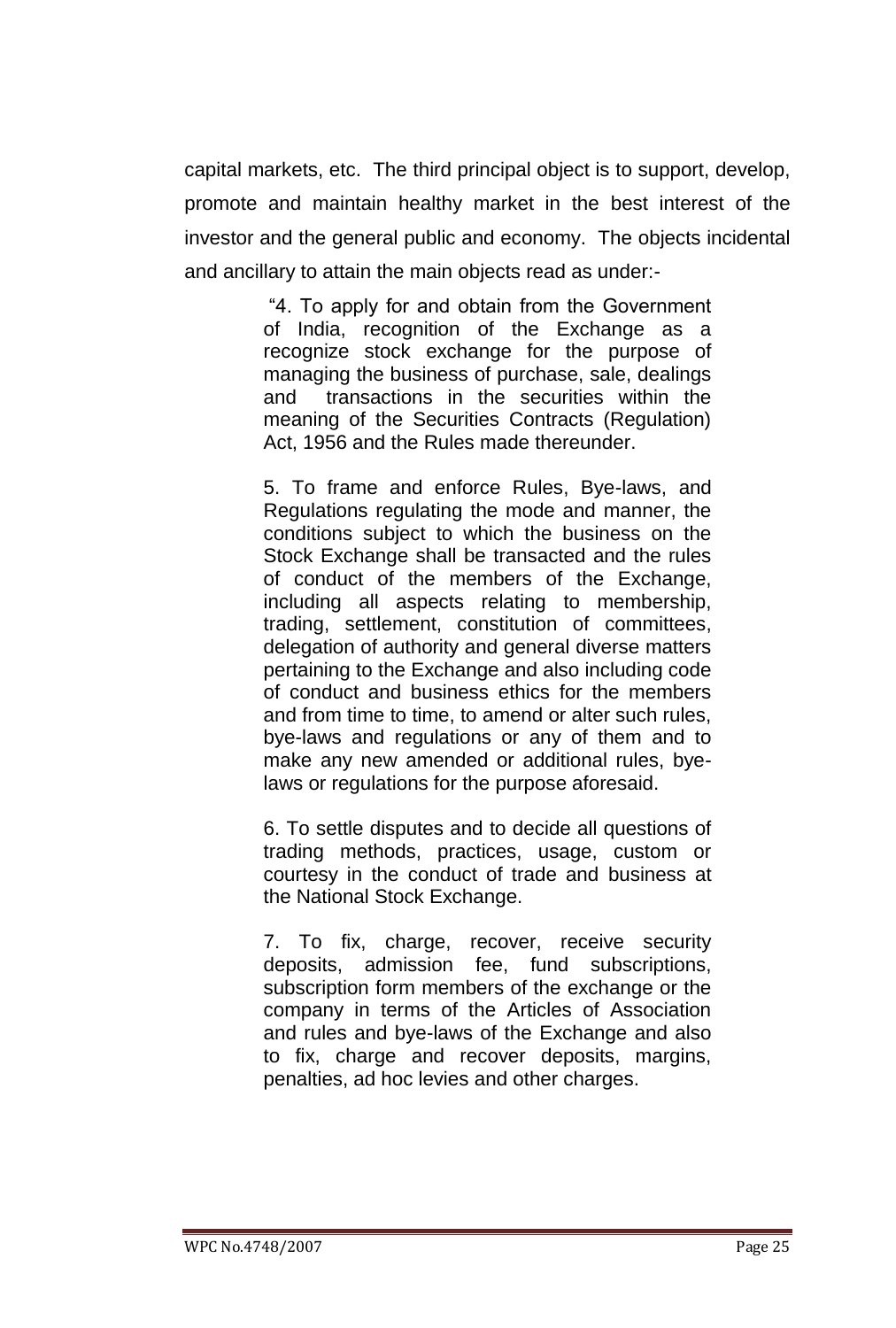capital markets, etc. The third principal object is to support, develop, promote and maintain healthy market in the best interest of the investor and the general public and economy. The objects incidental and ancillary to attain the main objects read as under:-

> "4. To apply for and obtain from the Government of India, recognition of the Exchange as a recognize stock exchange for the purpose of managing the business of purchase, sale, dealings and transactions in the securities within the meaning of the Securities Contracts (Regulation) Act, 1956 and the Rules made thereunder.
>
> 5. To frame and enforce Rules, Bye-laws, and Regulations regulating the mode and manner, the conditions subject to which the business on the Stock Exchange shall be transacted and the rules of conduct of the members of the Exchange, including all aspects relating to membership, trading, settlement, constitution of committees, delegation of authority and general diverse matters pertaining to the Exchange and also including code of conduct and business ethics for the members and from time to time, to amend or alter such rules, bye-laws and regulations or any of them and to make any new amended or additional rules, bye-laws or regulations for the purpose aforesaid.
>
> 6. To settle disputes and to decide all questions of trading methods, practices, usage, custom or courtesy in the conduct of trade and business at the National Stock Exchange.
>
> 7. To fix, charge, recover, receive security deposits, admission fee, fund subscriptions, subscription form members of the exchange or the company in terms of the Articles of Association and rules and bye-laws of the Exchange and also to fix, charge and recover deposits, margins, penalties, ad hoc levies and other charges.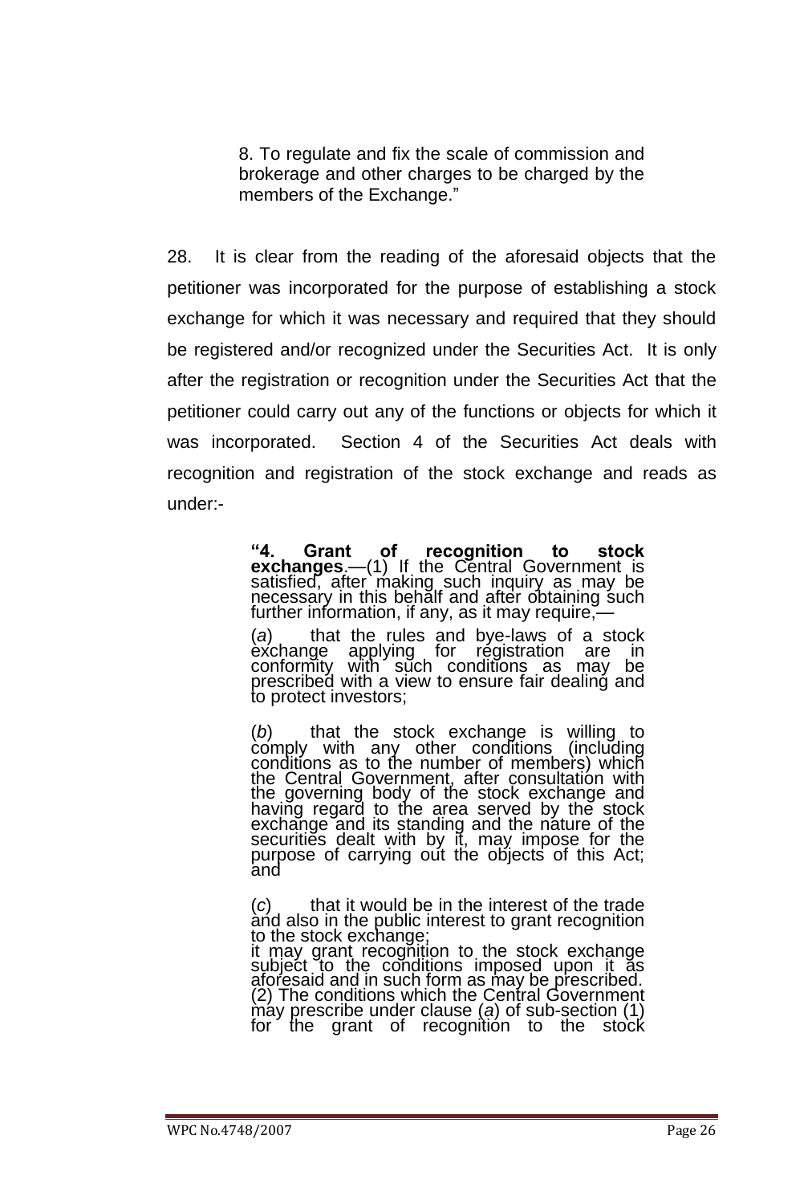> 8. To regulate and fix the scale of commission and brokerage and other charges to be charged by the members of the Exchange."

28. It is clear from the reading of the aforesaid objects that the petitioner was incorporated for the purpose of establishing a stock exchange for which it was necessary and required that they should be registered and/or recognized under the Securities Act. It is only after the registration or recognition under the Securities Act that the petitioner could carry out any of the functions or objects for which it was incorporated. Section 4 of the Securities Act deals with recognition and registration of the stock exchange and reads as under:-

> **"4. Grant of recognition to stock exchanges**.—(1) If the Central Government is satisfied, after making such inquiry as may be necessary in this behalf and after obtaining such further information, if any, as it may require,—
>
> (*a*) that the rules and bye-laws of a stock exchange applying for registration are in conformity with such conditions as may be prescribed with a view to ensure fair dealing and to protect investors;
>
> (*b*) that the stock exchange is willing to comply with any other conditions (including conditions as to the number of members) which the Central Government, after consultation with the governing body of the stock exchange and having regard to the area served by the stock exchange and its standing and the nature of the securities dealt with by it, may impose for the purpose of carrying out the objects of this Act; and
>
> (*c*) that it would be in the interest of the trade and also in the public interest to grant recognition to the stock exchange;
>
> it may grant recognition to the stock exchange subject to the conditions imposed upon it as aforesaid and in such form as may be prescribed.
>
> (2) The conditions which the Central Government may prescribe under clause (*a*) of sub-section (1) for the grant of recognition to the stock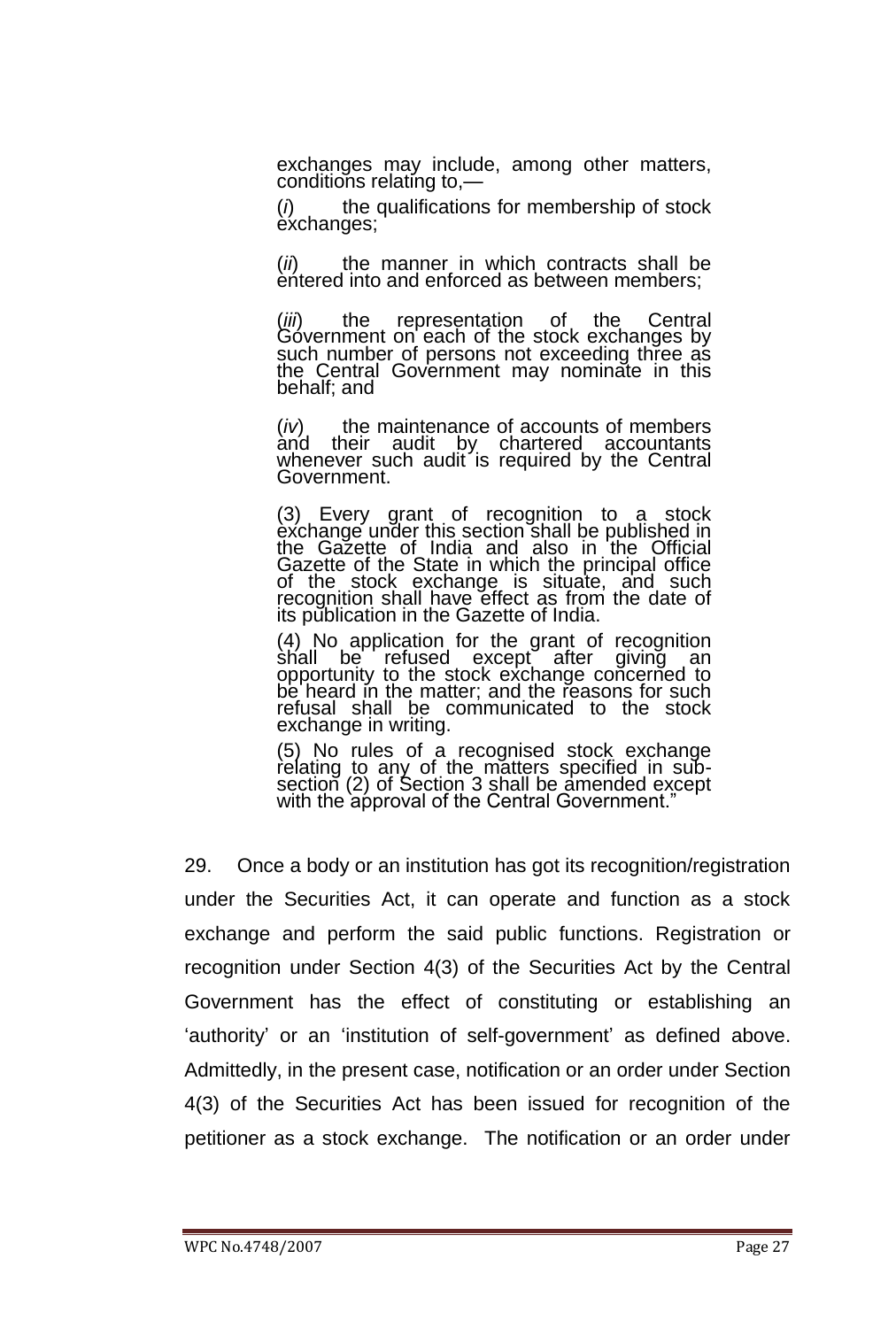> exchanges may include, among other matters, conditions relating to,—
>
> (*i*) the qualifications for membership of stock exchanges;
>
> (*ii*) the manner in which contracts shall be entered into and enforced as between members;
>
> (*iii*) the representation of the Central Government on each of the stock exchanges by such number of persons not exceeding three as the Central Government may nominate in this behalf; and
>
> (*iv*) the maintenance of accounts of members and their audit by chartered accountants whenever such audit is required by the Central Government.
>
> (3) Every grant of recognition to a stock exchange under this section shall be published in the Gazette of India and also in the Official Gazette of the State in which the principal office of the stock exchange is situate, and such recognition shall have effect as from the date of its publication in the Gazette of India.
>
> (4) No application for the grant of recognition shall be refused except after giving an opportunity to the stock exchange concerned to be heard in the matter; and the reasons for such refusal shall be communicated to the stock exchange in writing.
>
> (5) No rules of a recognised stock exchange relating to any of the matters specified in sub-section (2) of Section 3 shall be amended except with the approval of the Central Government."

29. Once a body or an institution has got its recognition/registration under the Securities Act, it can operate and function as a stock exchange and perform the said public functions. Registration or recognition under Section 4(3) of the Securities Act by the Central Government has the effect of constituting or establishing an 'authority' or an 'institution of self-government' as defined above. Admittedly, in the present case, notification or an order under Section 4(3) of the Securities Act has been issued for recognition of the petitioner as a stock exchange. The notification or an order under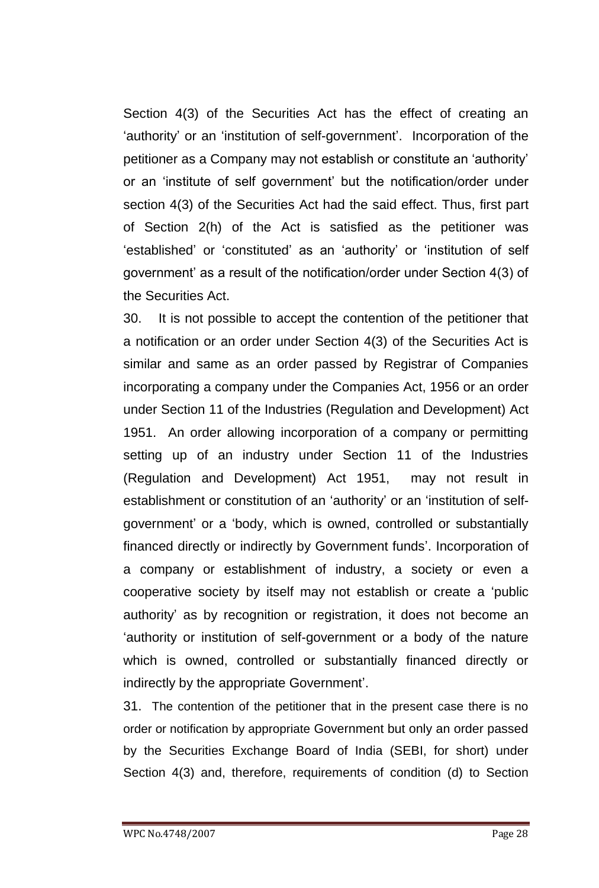Section 4(3) of the Securities Act has the effect of creating an 'authority' or an 'institution of self-government'. Incorporation of the petitioner as a Company may not establish or constitute an 'authority' or an 'institute of self government' but the notification/order under section 4(3) of the Securities Act had the said effect. Thus, first part of Section 2(h) of the Act is satisfied as the petitioner was 'established' or 'constituted' as an 'authority' or 'institution of self government' as a result of the notification/order under Section 4(3) of the Securities Act.

30. It is not possible to accept the contention of the petitioner that a notification or an order under Section 4(3) of the Securities Act is similar and same as an order passed by Registrar of Companies incorporating a company under the Companies Act, 1956 or an order under Section 11 of the Industries (Regulation and Development) Act 1951. An order allowing incorporation of a company or permitting setting up of an industry under Section 11 of the Industries (Regulation and Development) Act 1951, may not result in establishment or constitution of an 'authority' or an 'institution of self-government' or a 'body, which is owned, controlled or substantially financed directly or indirectly by Government funds'. Incorporation of a company or establishment of industry, a society or even a cooperative society by itself may not establish or create a 'public authority' as by recognition or registration, it does not become an 'authority or institution of self-government or a body of the nature which is owned, controlled or substantially financed directly or indirectly by the appropriate Government'.

31. The contention of the petitioner that in the present case there is no order or notification by appropriate Government but only an order passed by the Securities Exchange Board of India (SEBI, for short) under Section 4(3) and, therefore, requirements of condition (d) to Section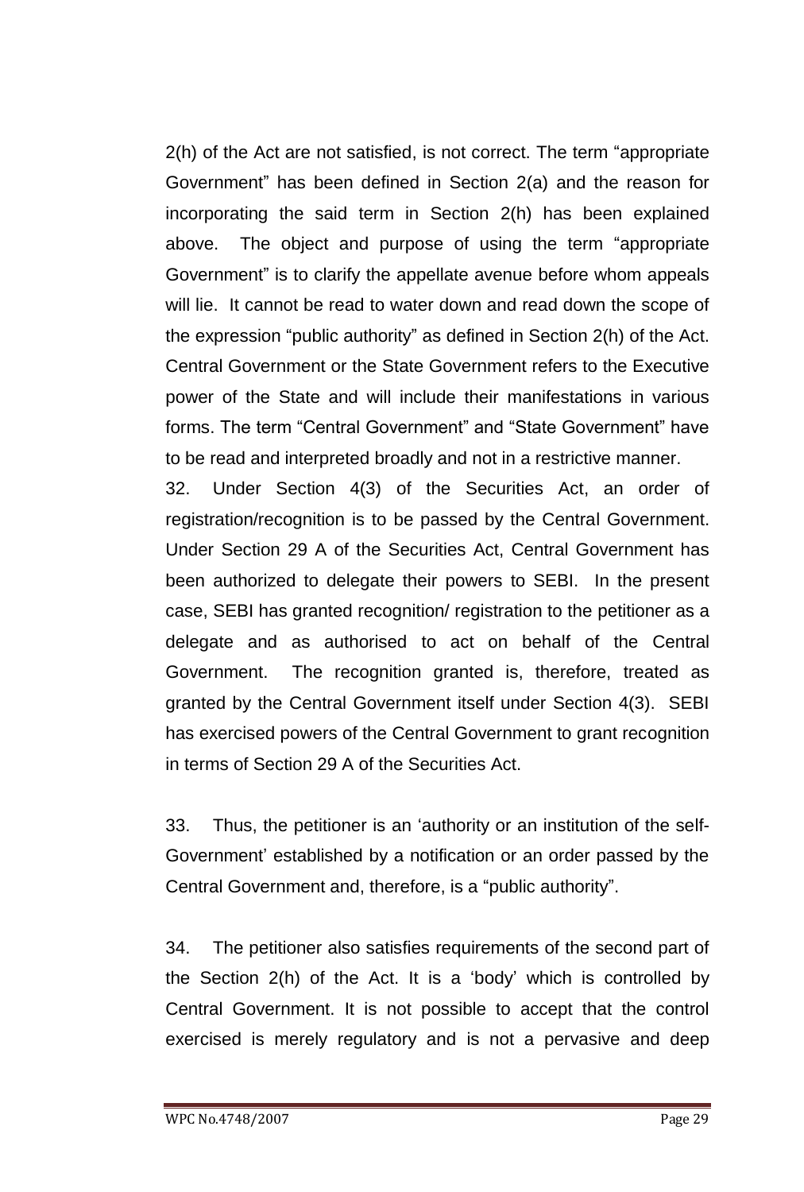2(h) of the Act are not satisfied, is not correct. The term "appropriate Government" has been defined in Section 2(a) and the reason for incorporating the said term in Section 2(h) has been explained above. The object and purpose of using the term "appropriate Government" is to clarify the appellate avenue before whom appeals will lie. It cannot be read to water down and read down the scope of the expression "public authority" as defined in Section 2(h) of the Act. Central Government or the State Government refers to the Executive power of the State and will include their manifestations in various forms. The term "Central Government" and "State Government" have to be read and interpreted broadly and not in a restrictive manner.

32. Under Section 4(3) of the Securities Act, an order of registration/recognition is to be passed by the Central Government. Under Section 29 A of the Securities Act, Central Government has been authorized to delegate their powers to SEBI. In the present case, SEBI has granted recognition/ registration to the petitioner as a delegate and as authorised to act on behalf of the Central Government. The recognition granted is, therefore, treated as granted by the Central Government itself under Section 4(3). SEBI has exercised powers of the Central Government to grant recognition in terms of Section 29 A of the Securities Act.

33. Thus, the petitioner is an 'authority or an institution of the self-Government' established by a notification or an order passed by the Central Government and, therefore, is a "public authority".

34. The petitioner also satisfies requirements of the second part of the Section 2(h) of the Act. It is a 'body' which is controlled by Central Government. It is not possible to accept that the control exercised is merely regulatory and is not a pervasive and deep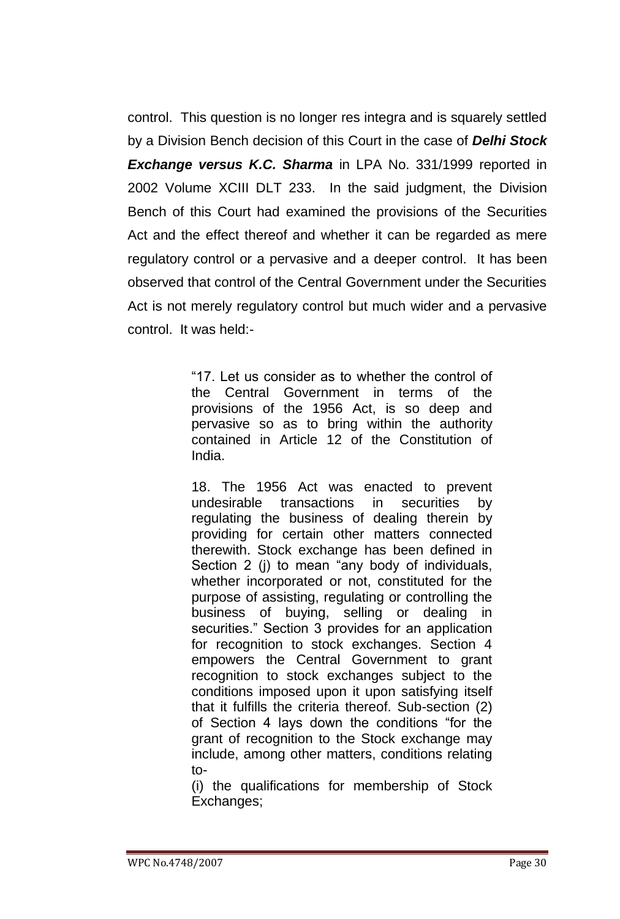control. This question is no longer res integra and is squarely settled by a Division Bench decision of this Court in the case of ***Delhi Stock Exchange versus K.C. Sharma*** in LPA No. 331/1999 reported in 2002 Volume XCIII DLT 233. In the said judgment, the Division Bench of this Court had examined the provisions of the Securities Act and the effect thereof and whether it can be regarded as mere regulatory control or a pervasive and a deeper control. It has been observed that control of the Central Government under the Securities Act is not merely regulatory control but much wider and a pervasive control. It was held:-

> "17. Let us consider as to whether the control of the Central Government in terms of the provisions of the 1956 Act, is so deep and pervasive so as to bring within the authority contained in Article 12 of the Constitution of India.
>
> 18. The 1956 Act was enacted to prevent undesirable transactions in securities by regulating the business of dealing therein by providing for certain other matters connected therewith. Stock exchange has been defined in Section 2 (j) to mean "any body of individuals, whether incorporated or not, constituted for the purpose of assisting, regulating or controlling the business of buying, selling or dealing in securities." Section 3 provides for an application for recognition to stock exchanges. Section 4 empowers the Central Government to grant recognition to stock exchanges subject to the conditions imposed upon it upon satisfying itself that it fulfills the criteria thereof. Sub-section (2) of Section 4 lays down the conditions "for the grant of recognition to the Stock exchange may include, among other matters, conditions relating to-
>
> (i) the qualifications for membership of Stock Exchanges;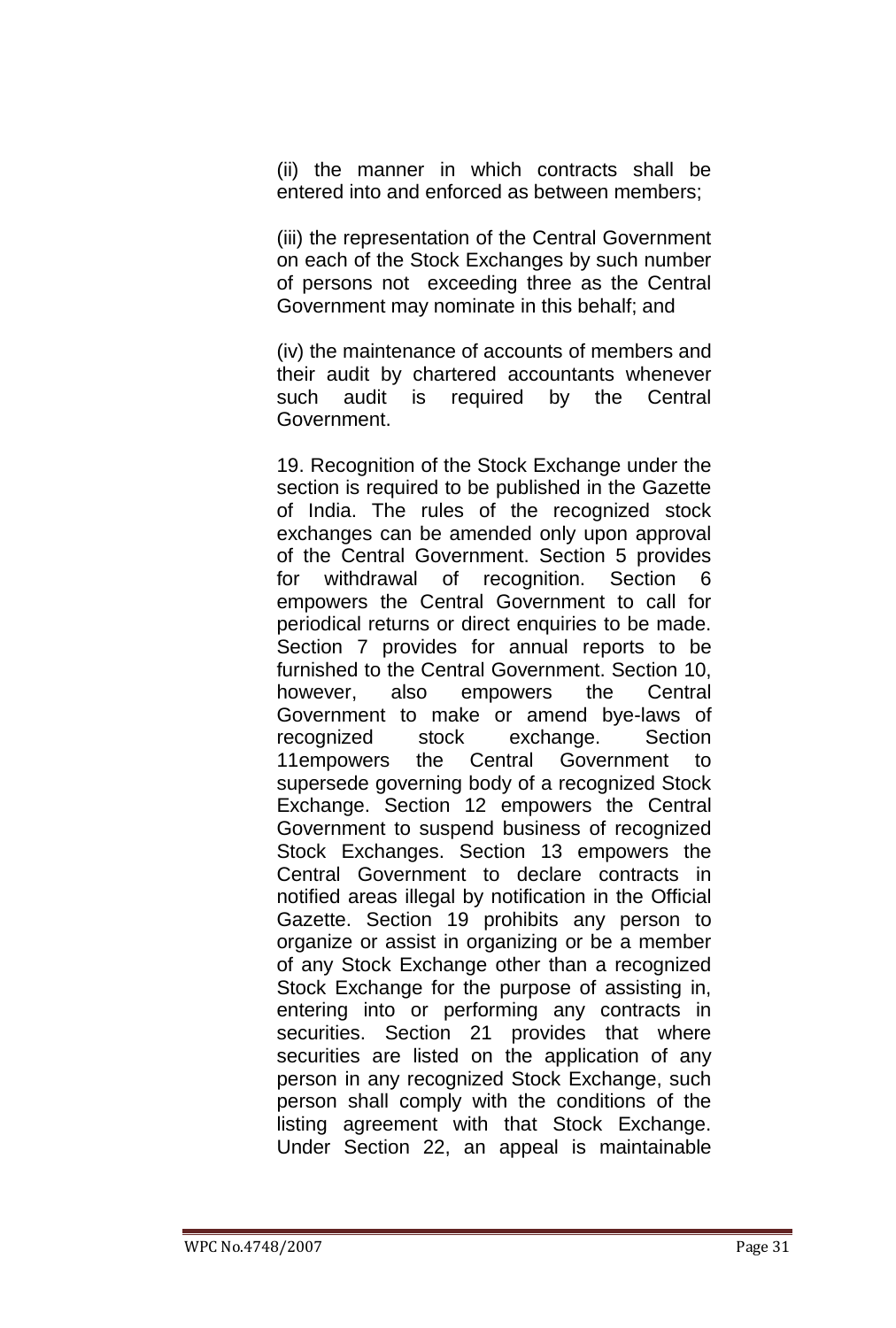(ii) the manner in which contracts shall be entered into and enforced as between members;

(iii) the representation of the Central Government on each of the Stock Exchanges by such number of persons not exceeding three as the Central Government may nominate in this behalf; and

(iv) the maintenance of accounts of members and their audit by chartered accountants whenever such audit is required by the Central Government.

19. Recognition of the Stock Exchange under the section is required to be published in the Gazette of India. The rules of the recognized stock exchanges can be amended only upon approval of the Central Government. Section 5 provides for withdrawal of recognition. Section 6 empowers the Central Government to call for periodical returns or direct enquiries to be made. Section 7 provides for annual reports to be furnished to the Central Government. Section 10, however, also empowers the Central Government to make or amend bye-laws of recognized stock exchange. Section 11empowers the Central Government to supersede governing body of a recognized Stock Exchange. Section 12 empowers the Central Government to suspend business of recognized Stock Exchanges. Section 13 empowers the Central Government to declare contracts in notified areas illegal by notification in the Official Gazette. Section 19 prohibits any person to organize or assist in organizing or be a member of any Stock Exchange other than a recognized Stock Exchange for the purpose of assisting in, entering into or performing any contracts in securities. Section 21 provides that where securities are listed on the application of any person in any recognized Stock Exchange, such person shall comply with the conditions of the listing agreement with that Stock Exchange. Under Section 22, an appeal is maintainable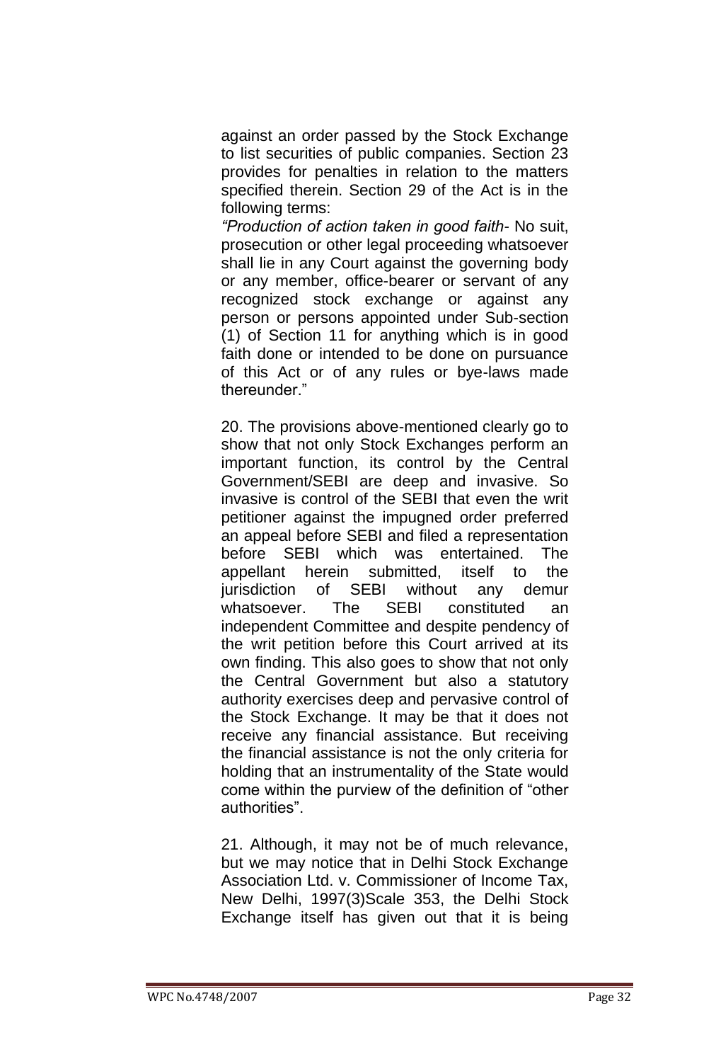against an order passed by the Stock Exchange to list securities of public companies. Section 23 provides for penalties in relation to the matters specified therein. Section 29 of the Act is in the following terms:

*"Production of action taken in good faith-* No suit, prosecution or other legal proceeding whatsoever shall lie in any Court against the governing body or any member, office-bearer or servant of any recognized stock exchange or against any person or persons appointed under Sub-section (1) of Section 11 for anything which is in good faith done or intended to be done on pursuance of this Act or of any rules or bye-laws made thereunder."

20. The provisions above-mentioned clearly go to show that not only Stock Exchanges perform an important function, its control by the Central Government/SEBI are deep and invasive. So invasive is control of the SEBI that even the writ petitioner against the impugned order preferred an appeal before SEBI and filed a representation before SEBI which was entertained. The appellant herein submitted, itself to the jurisdiction of SEBI without any demur whatsoever. The SEBI constituted an independent Committee and despite pendency of the writ petition before this Court arrived at its own finding. This also goes to show that not only the Central Government but also a statutory authority exercises deep and pervasive control of the Stock Exchange. It may be that it does not receive any financial assistance. But receiving the financial assistance is not the only criteria for holding that an instrumentality of the State would come within the purview of the definition of "other authorities".

21. Although, it may not be of much relevance, but we may notice that in Delhi Stock Exchange Association Ltd. v. Commissioner of Income Tax, New Delhi, 1997(3)Scale 353, the Delhi Stock Exchange itself has given out that it is being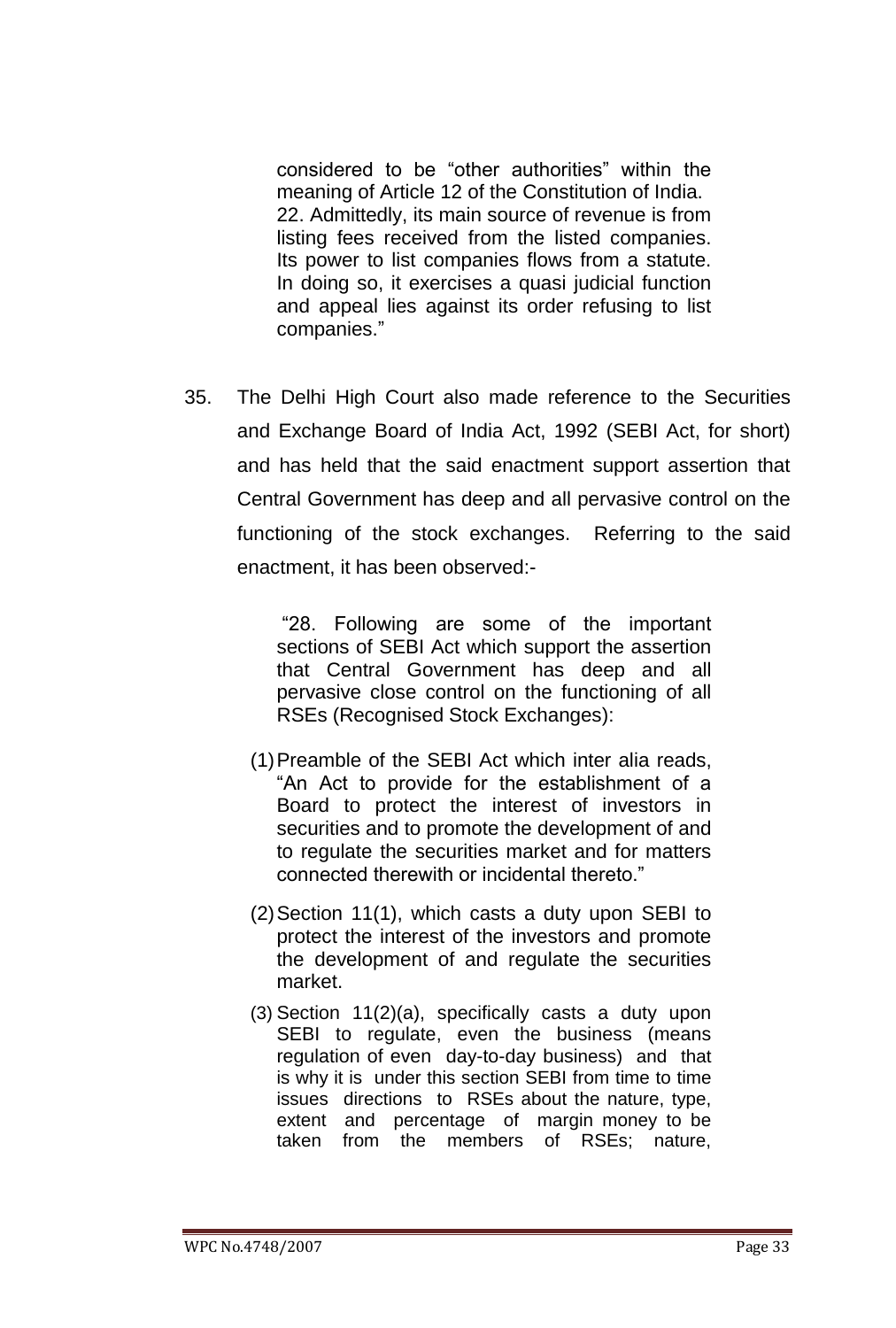> considered to be "other authorities" within the meaning of Article 12 of the Constitution of India.
>
> 22. Admittedly, its main source of revenue is from listing fees received from the listed companies. Its power to list companies flows from a statute. In doing so, it exercises a quasi judicial function and appeal lies against its order refusing to list companies."

35. The Delhi High Court also made reference to the Securities and Exchange Board of India Act, 1992 (SEBI Act, for short) and has held that the said enactment support assertion that Central Government has deep and all pervasive control on the functioning of the stock exchanges. Referring to the said enactment, it has been observed:-

> "28. Following are some of the important sections of SEBI Act which support the assertion that Central Government has deep and all pervasive close control on the functioning of all RSEs (Recognised Stock Exchanges):
>
> (1) Preamble of the SEBI Act which inter alia reads, "An Act to provide for the establishment of a Board to protect the interest of investors in securities and to promote the development of and to regulate the securities market and for matters connected therewith or incidental thereto."
>
> (2) Section 11(1), which casts a duty upon SEBI to protect the interest of the investors and promote the development of and regulate the securities market.
>
> (3) Section 11(2)(a), specifically casts a duty upon SEBI to regulate, even the business (means regulation of even day-to-day business) and that is why it is under this section SEBI from time to time issues directions to RSEs about the nature, type, extent and percentage of margin money to be taken from the members of RSEs; nature,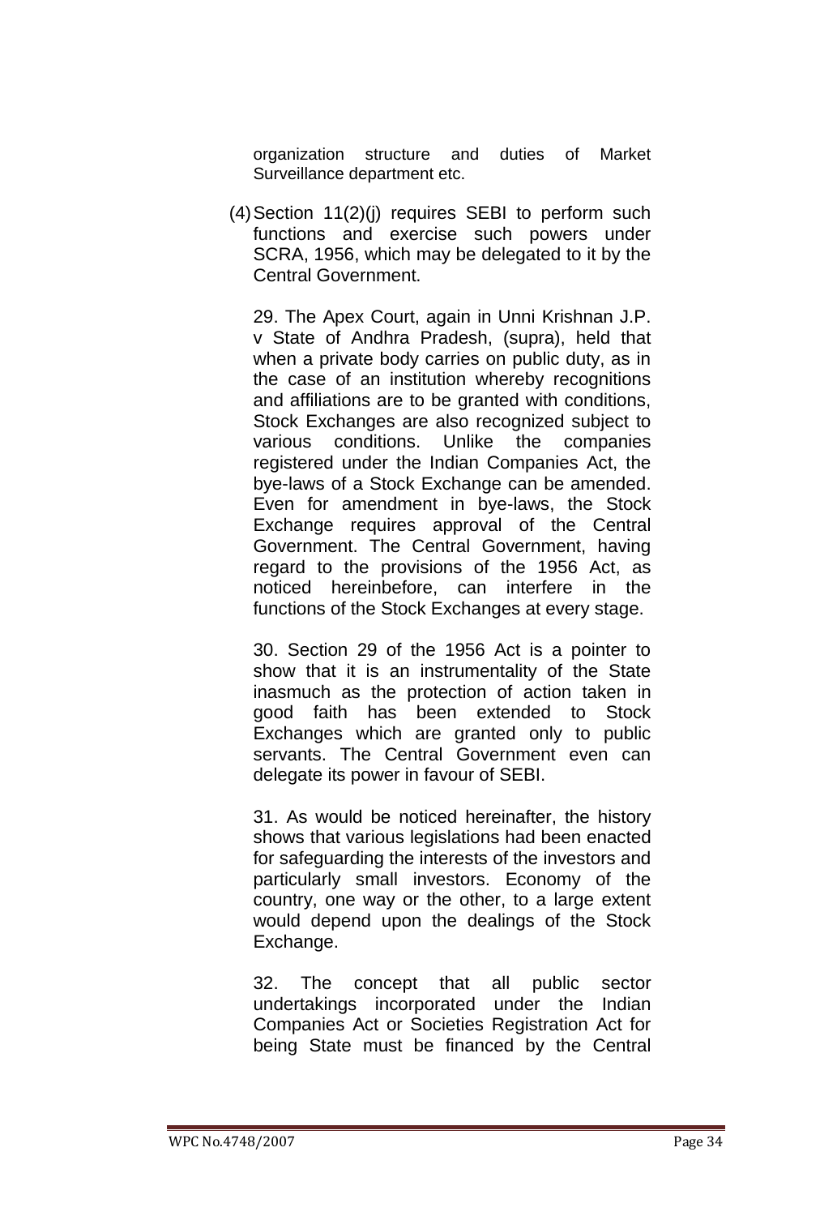organization structure and duties of Market Surveillance department etc.

(4) Section 11(2)(j) requires SEBI to perform such functions and exercise such powers under SCRA, 1956, which may be delegated to it by the Central Government.

29. The Apex Court, again in Unni Krishnan J.P. v State of Andhra Pradesh, (supra), held that when a private body carries on public duty, as in the case of an institution whereby recognitions and affiliations are to be granted with conditions, Stock Exchanges are also recognized subject to various conditions. Unlike the companies registered under the Indian Companies Act, the bye-laws of a Stock Exchange can be amended. Even for amendment in bye-laws, the Stock Exchange requires approval of the Central Government. The Central Government, having regard to the provisions of the 1956 Act, as noticed hereinbefore, can interfere in the functions of the Stock Exchanges at every stage.

30. Section 29 of the 1956 Act is a pointer to show that it is an instrumentality of the State inasmuch as the protection of action taken in good faith has been extended to Stock Exchanges which are granted only to public servants. The Central Government even can delegate its power in favour of SEBI.

31. As would be noticed hereinafter, the history shows that various legislations had been enacted for safeguarding the interests of the investors and particularly small investors. Economy of the country, one way or the other, to a large extent would depend upon the dealings of the Stock Exchange.

32. The concept that all public sector undertakings incorporated under the Indian Companies Act or Societies Registration Act for being State must be financed by the Central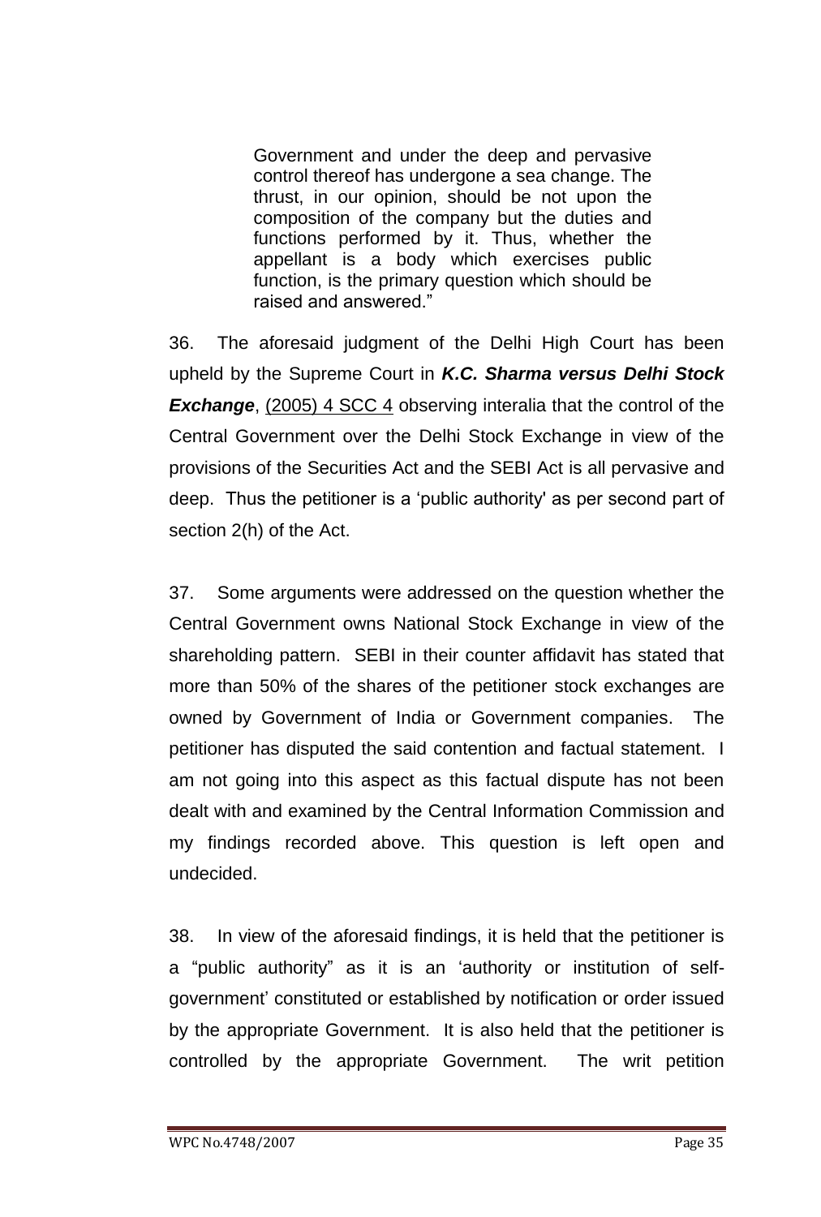> Government and under the deep and pervasive control thereof has undergone a sea change. The thrust, in our opinion, should be not upon the composition of the company but the duties and functions performed by it. Thus, whether the appellant is a body which exercises public function, is the primary question which should be raised and answered."

36. The aforesaid judgment of the Delhi High Court has been upheld by the Supreme Court in ***K.C. Sharma versus Delhi Stock Exchange***, (2005) 4 SCC 4 observing interalia that the control of the Central Government over the Delhi Stock Exchange in view of the provisions of the Securities Act and the SEBI Act is all pervasive and deep. Thus the petitioner is a 'public authority' as per second part of section 2(h) of the Act.

37. Some arguments were addressed on the question whether the Central Government owns National Stock Exchange in view of the shareholding pattern. SEBI in their counter affidavit has stated that more than 50% of the shares of the petitioner stock exchanges are owned by Government of India or Government companies. The petitioner has disputed the said contention and factual statement. I am not going into this aspect as this factual dispute has not been dealt with and examined by the Central Information Commission and my findings recorded above. This question is left open and undecided.

38. In view of the aforesaid findings, it is held that the petitioner is a "public authority" as it is an 'authority or institution of self-government' constituted or established by notification or order issued by the appropriate Government. It is also held that the petitioner is controlled by the appropriate Government. The writ petition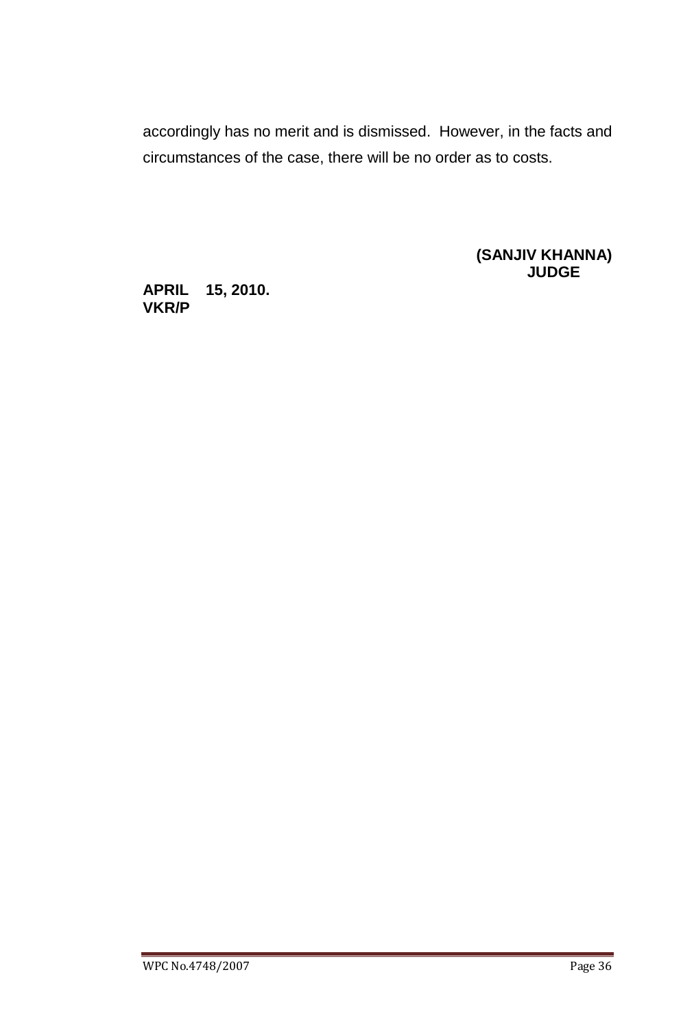accordingly has no merit and is dismissed. However, in the facts and circumstances of the case, there will be no order as to costs.

**(SANJIV KHANNA)**
**JUDGE**

**APRIL 15, 2010.**
**VKR/P**